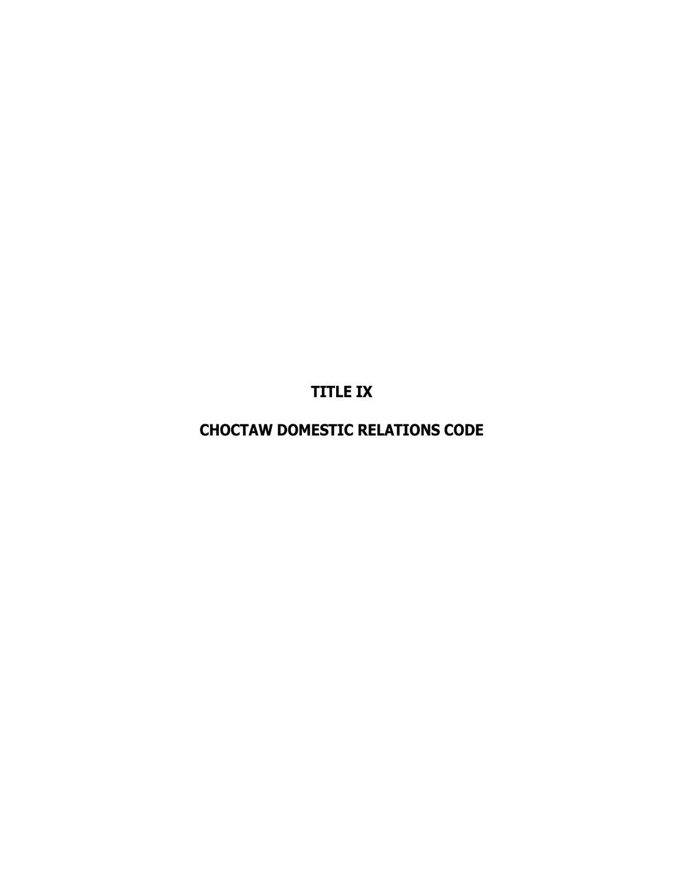# TITLE IX

# CHOCTAW DOMESTIC RELATIONS CODE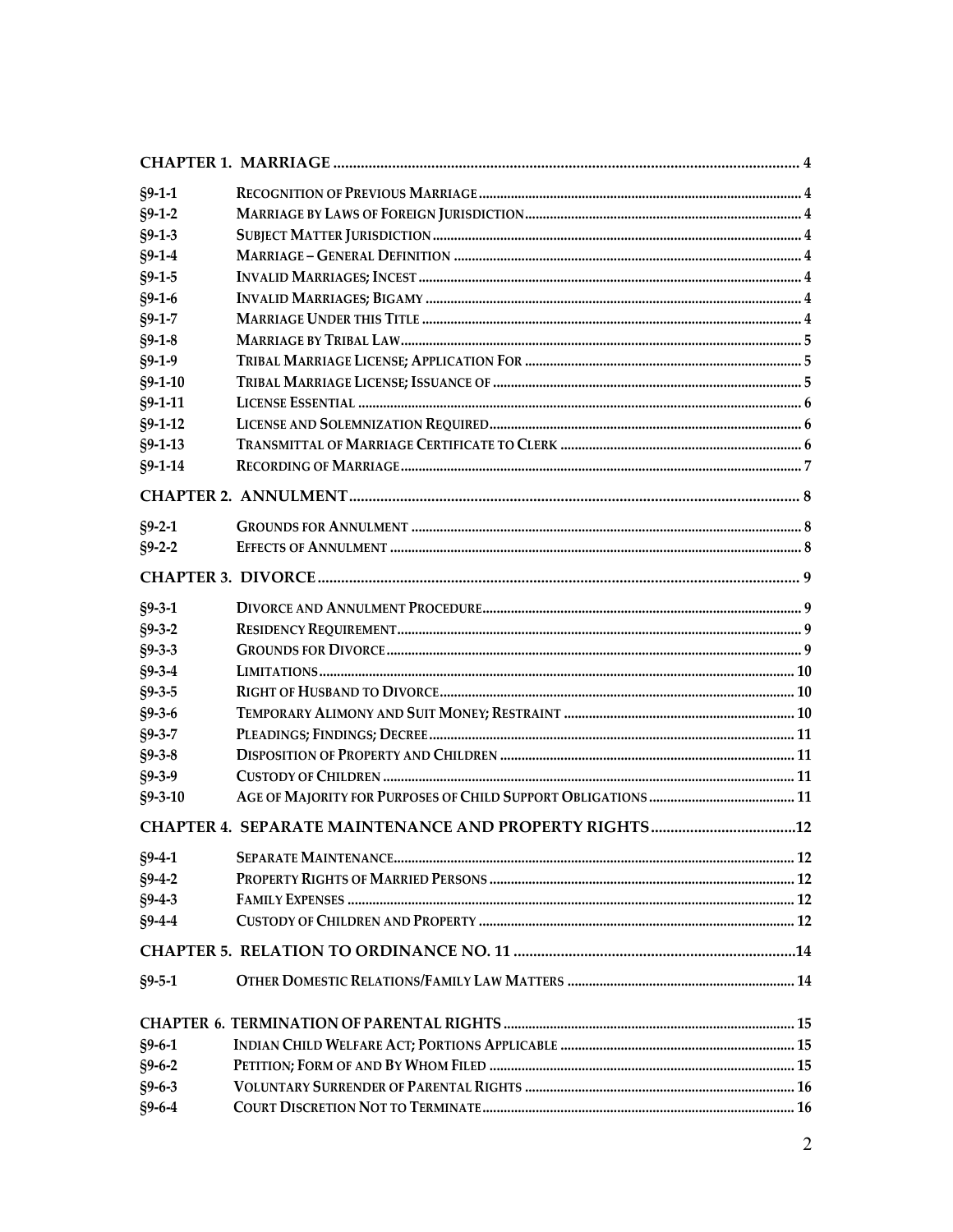| | | |
|---|---|---|
| **CHAPTER 1. MARRIAGE** | | 4 |
| §9-1-1 | RECOGNITION OF PREVIOUS MARRIAGE | 4 |
| §9-1-2 | MARRIAGE BY LAWS OF FOREIGN JURISDICTION | 4 |
| §9-1-3 | SUBJECT MATTER JURISDICTION | 4 |
| §9-1-4 | MARRIAGE – GENERAL DEFINITION | 4 |
| §9-1-5 | INVALID MARRIAGES; INCEST | 4 |
| §9-1-6 | INVALID MARRIAGES; BIGAMY | 4 |
| §9-1-7 | MARRIAGE UNDER THIS TITLE | 4 |
| §9-1-8 | MARRIAGE BY TRIBAL LAW | 5 |
| §9-1-9 | TRIBAL MARRIAGE LICENSE; APPLICATION FOR | 5 |
| §9-1-10 | TRIBAL MARRIAGE LICENSE; ISSUANCE OF | 5 |
| §9-1-11 | LICENSE ESSENTIAL | 6 |
| §9-1-12 | LICENSE AND SOLEMNIZATION REQUIRED | 6 |
| §9-1-13 | TRANSMITTAL OF MARRIAGE CERTIFICATE TO CLERK | 6 |
| §9-1-14 | RECORDING OF MARRIAGE | 7 |
| **CHAPTER 2. ANNULMENT** | | 8 |
| §9-2-1 | GROUNDS FOR ANNULMENT | 8 |
| §9-2-2 | EFFECTS OF ANNULMENT | 8 |
| **CHAPTER 3. DIVORCE** | | 9 |
| §9-3-1 | DIVORCE AND ANNULMENT PROCEDURE | 9 |
| §9-3-2 | RESIDENCY REQUIREMENT | 9 |
| §9-3-3 | GROUNDS FOR DIVORCE | 9 |
| §9-3-4 | LIMITATIONS | 10 |
| §9-3-5 | RIGHT OF HUSBAND TO DIVORCE | 10 |
| §9-3-6 | TEMPORARY ALIMONY AND SUIT MONEY; RESTRAINT | 10 |
| §9-3-7 | PLEADINGS; FINDINGS; DECREE | 11 |
| §9-3-8 | DISPOSITION OF PROPERTY AND CHILDREN | 11 |
| §9-3-9 | CUSTODY OF CHILDREN | 11 |
| §9-3-10 | AGE OF MAJORITY FOR PURPOSES OF CHILD SUPPORT OBLIGATIONS | 11 |
| **CHAPTER 4. SEPARATE MAINTENANCE AND PROPERTY RIGHTS** | | 12 |
| §9-4-1 | SEPARATE MAINTENANCE | 12 |
| §9-4-2 | PROPERTY RIGHTS OF MARRIED PERSONS | 12 |
| §9-4-3 | FAMILY EXPENSES | 12 |
| §9-4-4 | CUSTODY OF CHILDREN AND PROPERTY | 12 |
| **CHAPTER 5. RELATION TO ORDINANCE NO. 11** | | 14 |
| §9-5-1 | OTHER DOMESTIC RELATIONS/FAMILY LAW MATTERS | 14 |
| **CHAPTER 6. TERMINATION OF PARENTAL RIGHTS** | | 15 |
| §9-6-1 | INDIAN CHILD WELFARE ACT; PORTIONS APPLICABLE | 15 |
| §9-6-2 | PETITION; FORM OF AND BY WHOM FILED | 15 |
| §9-6-3 | VOLUNTARY SURRENDER OF PARENTAL RIGHTS | 16 |
| §9-6-4 | COURT DISCRETION NOT TO TERMINATE | 16 |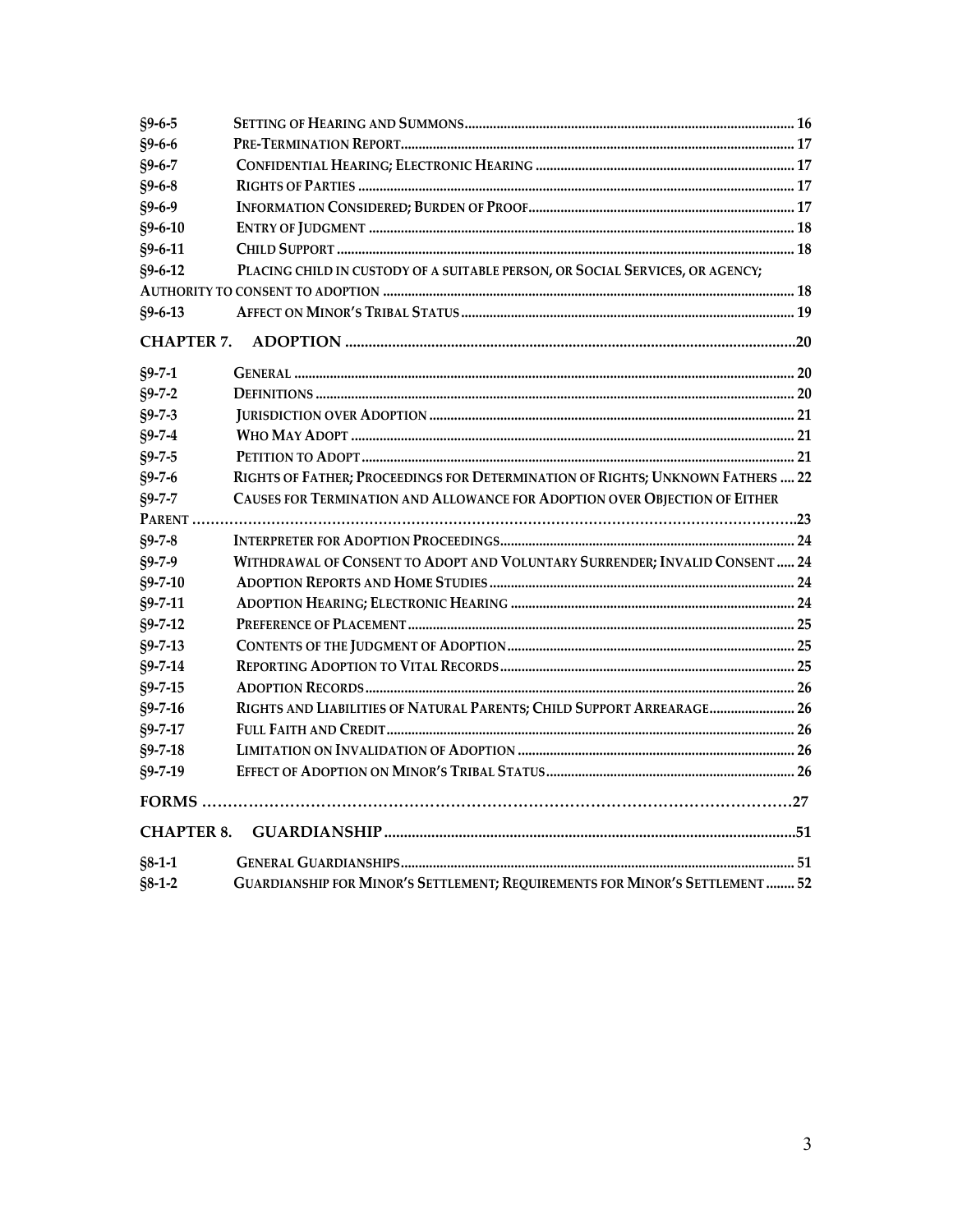§9-6-5 SETTING OF HEARING AND SUMMONS ........ 16
§9-6-6 PRE-TERMINATION REPORT ........ 17
§9-6-7 CONFIDENTIAL HEARING; ELECTRONIC HEARING ........ 17
§9-6-8 RIGHTS OF PARTIES ........ 17
§9-6-9 INFORMATION CONSIDERED; BURDEN OF PROOF ........ 17
§9-6-10 ENTRY OF JUDGMENT ........ 18
§9-6-11 CHILD SUPPORT ........ 18
§9-6-12 PLACING CHILD IN CUSTODY OF A SUITABLE PERSON, OR SOCIAL SERVICES, OR AGENCY; AUTHORITY TO CONSENT TO ADOPTION ........ 18
§9-6-13 AFFECT ON MINOR'S TRIBAL STATUS ........ 19

**CHAPTER 7. ADOPTION ........ 20**

§9-7-1 GENERAL ........ 20
§9-7-2 DEFINITIONS ........ 20
§9-7-3 JURISDICTION OVER ADOPTION ........ 21
§9-7-4 WHO MAY ADOPT ........ 21
§9-7-5 PETITION TO ADOPT ........ 21
§9-7-6 RIGHTS OF FATHER; PROCEEDINGS FOR DETERMINATION OF RIGHTS; UNKNOWN FATHERS ........ 22
§9-7-7 CAUSES FOR TERMINATION AND ALLOWANCE FOR ADOPTION OVER OBJECTION OF EITHER PARENT ........ 23
§9-7-8 INTERPRETER FOR ADOPTION PROCEEDINGS ........ 24
§9-7-9 WITHDRAWAL OF CONSENT TO ADOPT AND VOLUNTARY SURRENDER; INVALID CONSENT ........ 24
§9-7-10 ADOPTION REPORTS AND HOME STUDIES ........ 24
§9-7-11 ADOPTION HEARING; ELECTRONIC HEARING ........ 24
§9-7-12 PREFERENCE OF PLACEMENT ........ 25
§9-7-13 CONTENTS OF THE JUDGMENT OF ADOPTION ........ 25
§9-7-14 REPORTING ADOPTION TO VITAL RECORDS ........ 25
§9-7-15 ADOPTION RECORDS ........ 26
§9-7-16 RIGHTS AND LIABILITIES OF NATURAL PARENTS; CHILD SUPPORT ARREARAGE ........ 26
§9-7-17 FULL FAITH AND CREDIT ........ 26
§9-7-18 LIMITATION ON INVALIDATION OF ADOPTION ........ 26
§9-7-19 EFFECT OF ADOPTION ON MINOR'S TRIBAL STATUS ........ 26

**FORMS ........ 27**

**CHAPTER 8. GUARDIANSHIP ........ 51**

§8-1-1 GENERAL GUARDIANSHIPS ........ 51
§8-1-2 GUARDIANSHIP FOR MINOR'S SETTLEMENT; REQUIREMENTS FOR MINOR'S SETTLEMENT ........ 52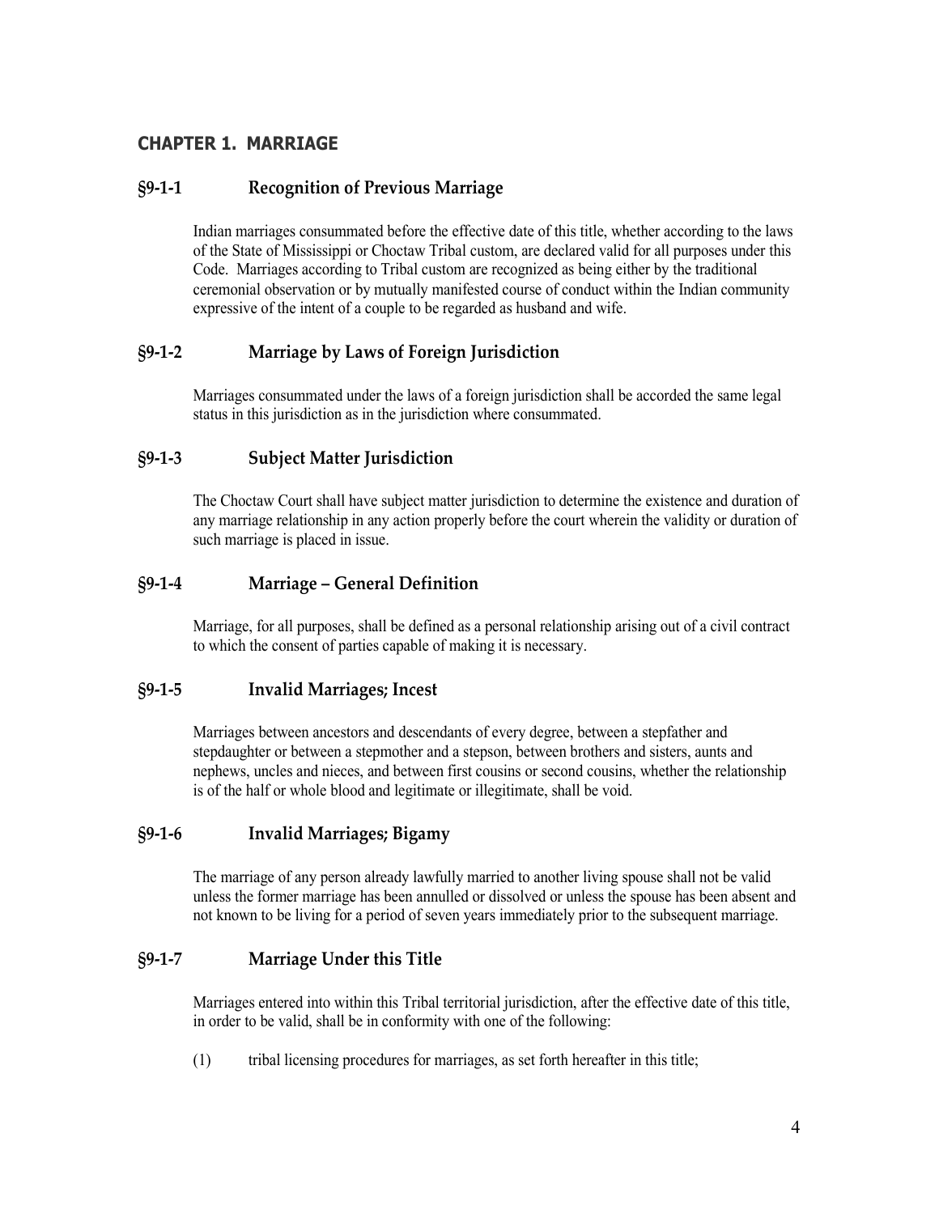## CHAPTER 1. MARRIAGE

### §9-1-1 Recognition of Previous Marriage

Indian marriages consummated before the effective date of this title, whether according to the laws of the State of Mississippi or Choctaw Tribal custom, are declared valid for all purposes under this Code. Marriages according to Tribal custom are recognized as being either by the traditional ceremonial observation or by mutually manifested course of conduct within the Indian community expressive of the intent of a couple to be regarded as husband and wife.

### §9-1-2 Marriage by Laws of Foreign Jurisdiction

Marriages consummated under the laws of a foreign jurisdiction shall be accorded the same legal status in this jurisdiction as in the jurisdiction where consummated.

### §9-1-3 Subject Matter Jurisdiction

The Choctaw Court shall have subject matter jurisdiction to determine the existence and duration of any marriage relationship in any action properly before the court wherein the validity or duration of such marriage is placed in issue.

### §9-1-4 Marriage – General Definition

Marriage, for all purposes, shall be defined as a personal relationship arising out of a civil contract to which the consent of parties capable of making it is necessary.

### §9-1-5 Invalid Marriages; Incest

Marriages between ancestors and descendants of every degree, between a stepfather and stepdaughter or between a stepmother and a stepson, between brothers and sisters, aunts and nephews, uncles and nieces, and between first cousins or second cousins, whether the relationship is of the half or whole blood and legitimate or illegitimate, shall be void.

### §9-1-6 Invalid Marriages; Bigamy

The marriage of any person already lawfully married to another living spouse shall not be valid unless the former marriage has been annulled or dissolved or unless the spouse has been absent and not known to be living for a period of seven years immediately prior to the subsequent marriage.

### §9-1-7 Marriage Under this Title

Marriages entered into within this Tribal territorial jurisdiction, after the effective date of this title, in order to be valid, shall be in conformity with one of the following:

(1) tribal licensing procedures for marriages, as set forth hereafter in this title;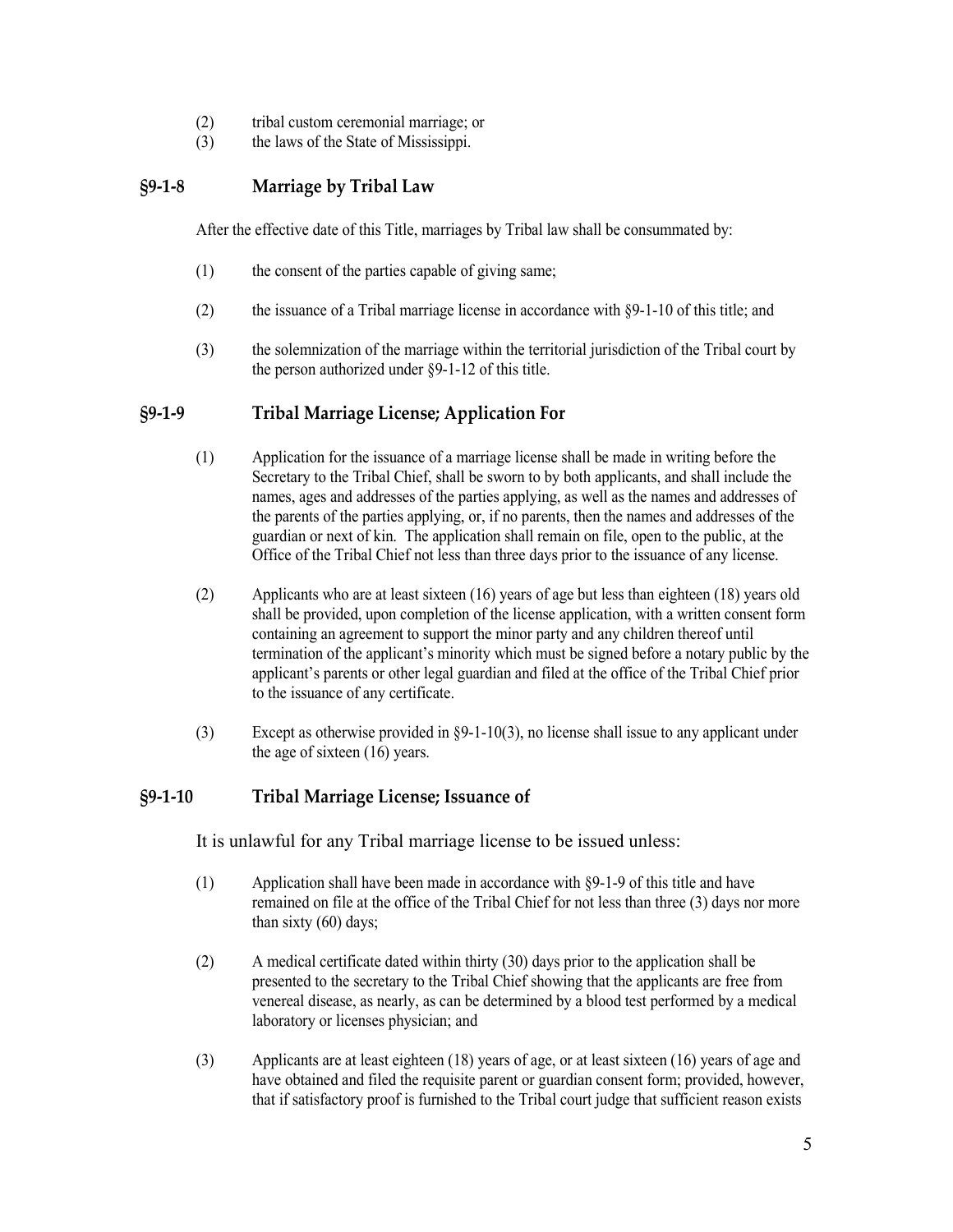(2) tribal custom ceremonial marriage; or

(3) the laws of the State of Mississippi.

### §9-1-8 Marriage by Tribal Law

After the effective date of this Title, marriages by Tribal law shall be consummated by:

(1) the consent of the parties capable of giving same;

(2) the issuance of a Tribal marriage license in accordance with §9-1-10 of this title; and

(3) the solemnization of the marriage within the territorial jurisdiction of the Tribal court by the person authorized under §9-1-12 of this title.

### §9-1-9 Tribal Marriage License; Application For

(1) Application for the issuance of a marriage license shall be made in writing before the Secretary to the Tribal Chief, shall be sworn to by both applicants, and shall include the names, ages and addresses of the parties applying, as well as the names and addresses of the parents of the parties applying, or, if no parents, then the names and addresses of the guardian or next of kin. The application shall remain on file, open to the public, at the Office of the Tribal Chief not less than three days prior to the issuance of any license.

(2) Applicants who are at least sixteen (16) years of age but less than eighteen (18) years old shall be provided, upon completion of the license application, with a written consent form containing an agreement to support the minor party and any children thereof until termination of the applicant's minority which must be signed before a notary public by the applicant's parents or other legal guardian and filed at the office of the Tribal Chief prior to the issuance of any certificate.

(3) Except as otherwise provided in §9-1-10(3), no license shall issue to any applicant under the age of sixteen (16) years.

### §9-1-10 Tribal Marriage License; Issuance of

It is unlawful for any Tribal marriage license to be issued unless:

(1) Application shall have been made in accordance with §9-1-9 of this title and have remained on file at the office of the Tribal Chief for not less than three (3) days nor more than sixty (60) days;

(2) A medical certificate dated within thirty (30) days prior to the application shall be presented to the secretary to the Tribal Chief showing that the applicants are free from venereal disease, as nearly, as can be determined by a blood test performed by a medical laboratory or licenses physician; and

(3) Applicants are at least eighteen (18) years of age, or at least sixteen (16) years of age and have obtained and filed the requisite parent or guardian consent form; provided, however, that if satisfactory proof is furnished to the Tribal court judge that sufficient reason exists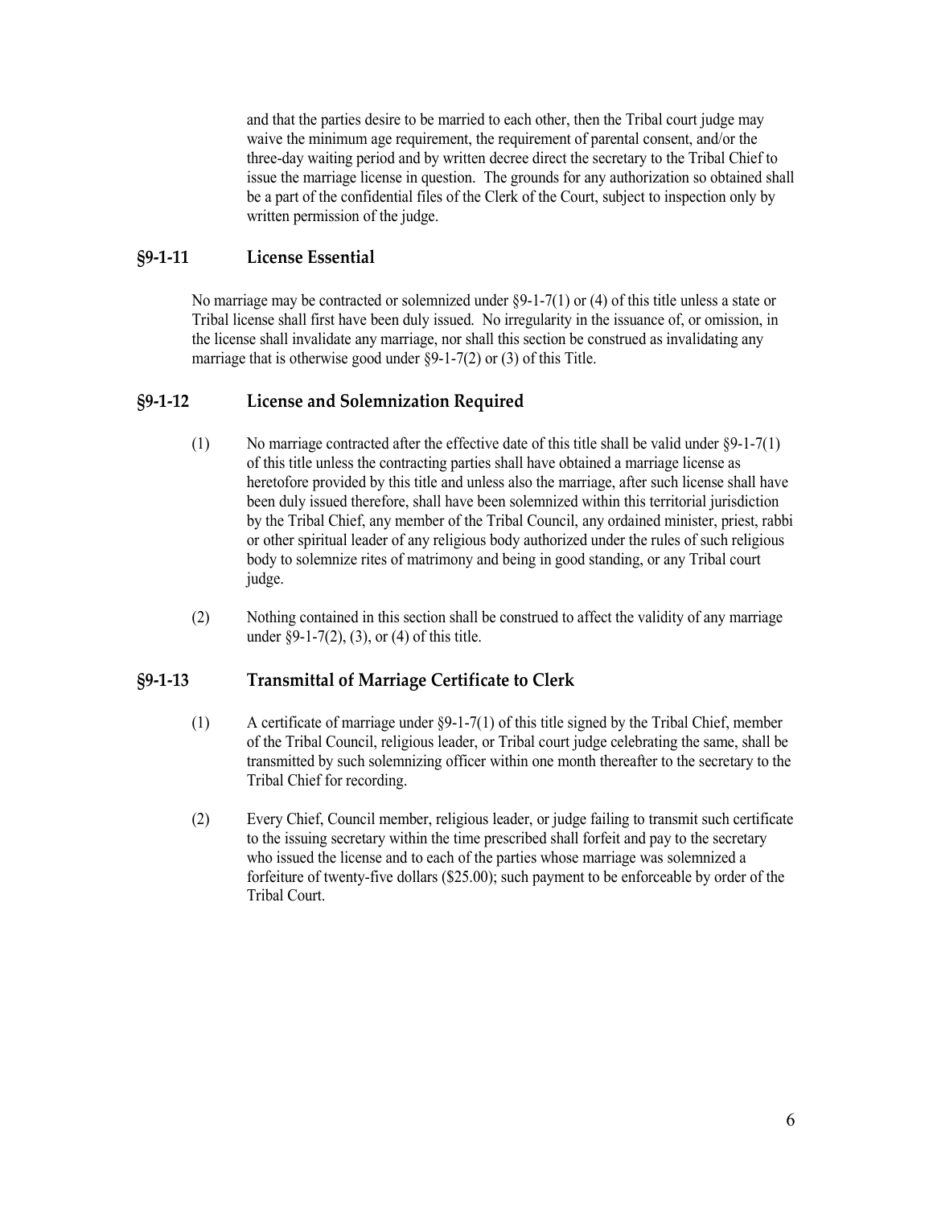and that the parties desire to be married to each other, then the Tribal court judge may waive the minimum age requirement, the requirement of parental consent, and/or the three-day waiting period and by written decree direct the secretary to the Tribal Chief to issue the marriage license in question. The grounds for any authorization so obtained shall be a part of the confidential files of the Clerk of the Court, subject to inspection only by written permission of the judge.

## §9-1-11 License Essential

No marriage may be contracted or solemnized under §9-1-7(1) or (4) of this title unless a state or Tribal license shall first have been duly issued. No irregularity in the issuance of, or omission, in the license shall invalidate any marriage, nor shall this section be construed as invalidating any marriage that is otherwise good under §9-1-7(2) or (3) of this Title.

## §9-1-12 License and Solemnization Required

(1) No marriage contracted after the effective date of this title shall be valid under §9-1-7(1) of this title unless the contracting parties shall have obtained a marriage license as heretofore provided by this title and unless also the marriage, after such license shall have been duly issued therefore, shall have been solemnized within this territorial jurisdiction by the Tribal Chief, any member of the Tribal Council, any ordained minister, priest, rabbi or other spiritual leader of any religious body authorized under the rules of such religious body to solemnize rites of matrimony and being in good standing, or any Tribal court judge.

(2) Nothing contained in this section shall be construed to affect the validity of any marriage under §9-1-7(2), (3), or (4) of this title.

## §9-1-13 Transmittal of Marriage Certificate to Clerk

(1) A certificate of marriage under §9-1-7(1) of this title signed by the Tribal Chief, member of the Tribal Council, religious leader, or Tribal court judge celebrating the same, shall be transmitted by such solemnizing officer within one month thereafter to the secretary to the Tribal Chief for recording.

(2) Every Chief, Council member, religious leader, or judge failing to transmit such certificate to the issuing secretary within the time prescribed shall forfeit and pay to the secretary who issued the license and to each of the parties whose marriage was solemnized a forfeiture of twenty-five dollars ($25.00); such payment to be enforceable by order of the Tribal Court.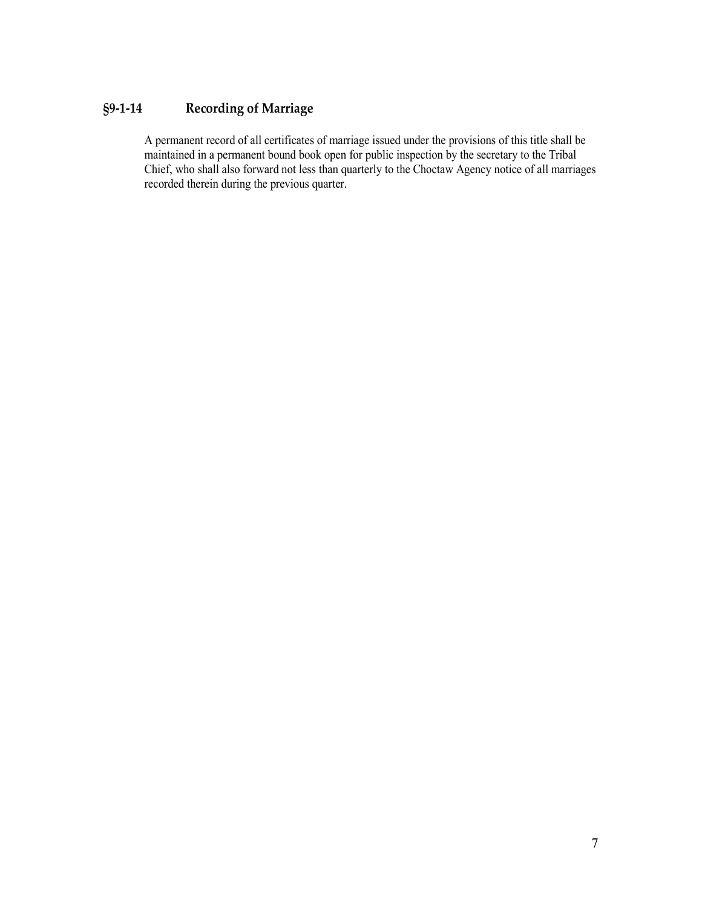### §9-1-14 Recording of Marriage

A permanent record of all certificates of marriage issued under the provisions of this title shall be maintained in a permanent bound book open for public inspection by the secretary to the Tribal Chief, who shall also forward not less than quarterly to the Choctaw Agency notice of all marriages recorded therein during the previous quarter.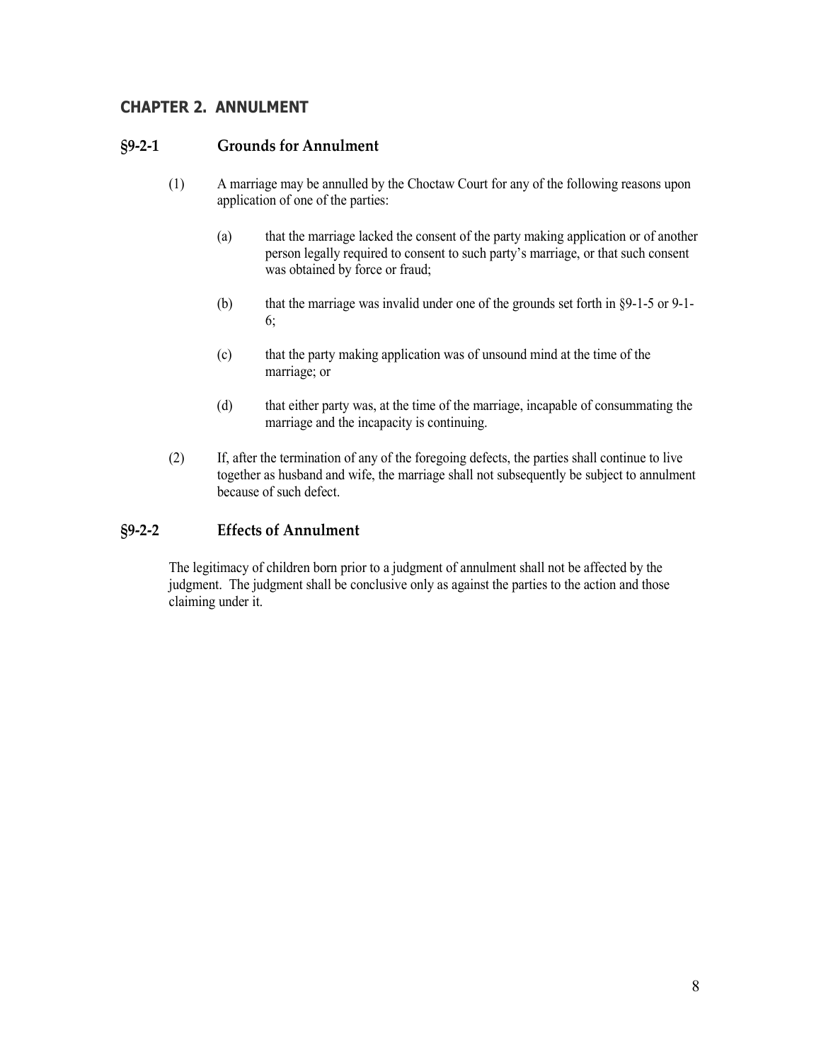## CHAPTER 2. ANNULMENT

### §9-2-1 Grounds for Annulment

(1) A marriage may be annulled by the Choctaw Court for any of the following reasons upon application of one of the parties:

(a) that the marriage lacked the consent of the party making application or of another person legally required to consent to such party's marriage, or that such consent was obtained by force or fraud;

(b) that the marriage was invalid under one of the grounds set forth in §9-1-5 or 9-1-6;

(c) that the party making application was of unsound mind at the time of the marriage; or

(d) that either party was, at the time of the marriage, incapable of consummating the marriage and the incapacity is continuing.

(2) If, after the termination of any of the foregoing defects, the parties shall continue to live together as husband and wife, the marriage shall not subsequently be subject to annulment because of such defect.

### §9-2-2 Effects of Annulment

The legitimacy of children born prior to a judgment of annulment shall not be affected by the judgment. The judgment shall be conclusive only as against the parties to the action and those claiming under it.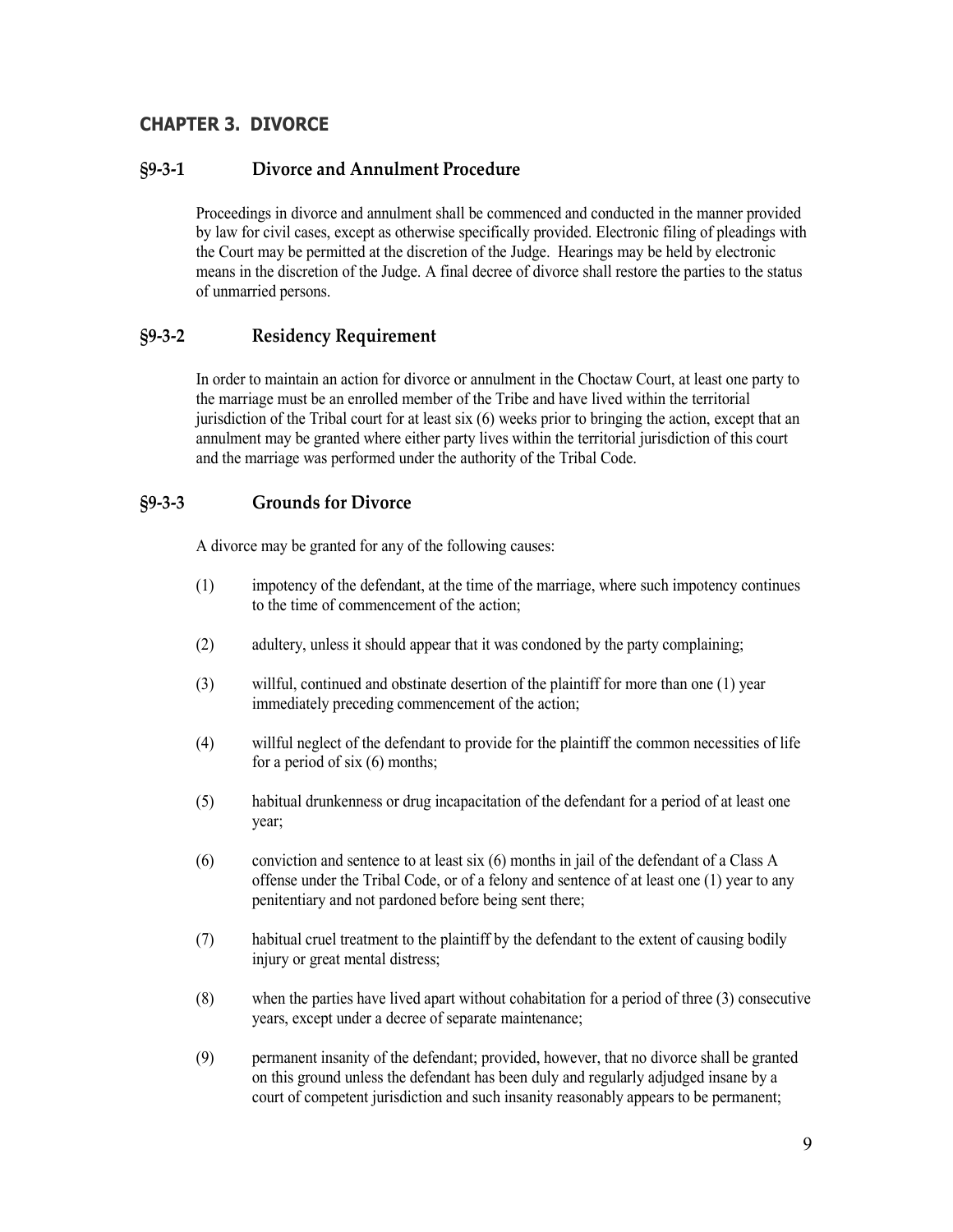## CHAPTER 3. DIVORCE

### §9-3-1 Divorce and Annulment Procedure

Proceedings in divorce and annulment shall be commenced and conducted in the manner provided by law for civil cases, except as otherwise specifically provided. Electronic filing of pleadings with the Court may be permitted at the discretion of the Judge. Hearings may be held by electronic means in the discretion of the Judge. A final decree of divorce shall restore the parties to the status of unmarried persons.

### §9-3-2 Residency Requirement

In order to maintain an action for divorce or annulment in the Choctaw Court, at least one party to the marriage must be an enrolled member of the Tribe and have lived within the territorial jurisdiction of the Tribal court for at least six (6) weeks prior to bringing the action, except that an annulment may be granted where either party lives within the territorial jurisdiction of this court and the marriage was performed under the authority of the Tribal Code.

### §9-3-3 Grounds for Divorce

A divorce may be granted for any of the following causes:

(1) impotency of the defendant, at the time of the marriage, where such impotency continues to the time of commencement of the action;

(2) adultery, unless it should appear that it was condoned by the party complaining;

(3) willful, continued and obstinate desertion of the plaintiff for more than one (1) year immediately preceding commencement of the action;

(4) willful neglect of the defendant to provide for the plaintiff the common necessities of life for a period of six (6) months;

(5) habitual drunkenness or drug incapacitation of the defendant for a period of at least one year;

(6) conviction and sentence to at least six (6) months in jail of the defendant of a Class A offense under the Tribal Code, or of a felony and sentence of at least one (1) year to any penitentiary and not pardoned before being sent there;

(7) habitual cruel treatment to the plaintiff by the defendant to the extent of causing bodily injury or great mental distress;

(8) when the parties have lived apart without cohabitation for a period of three (3) consecutive years, except under a decree of separate maintenance;

(9) permanent insanity of the defendant; provided, however, that no divorce shall be granted on this ground unless the defendant has been duly and regularly adjudged insane by a court of competent jurisdiction and such insanity reasonably appears to be permanent;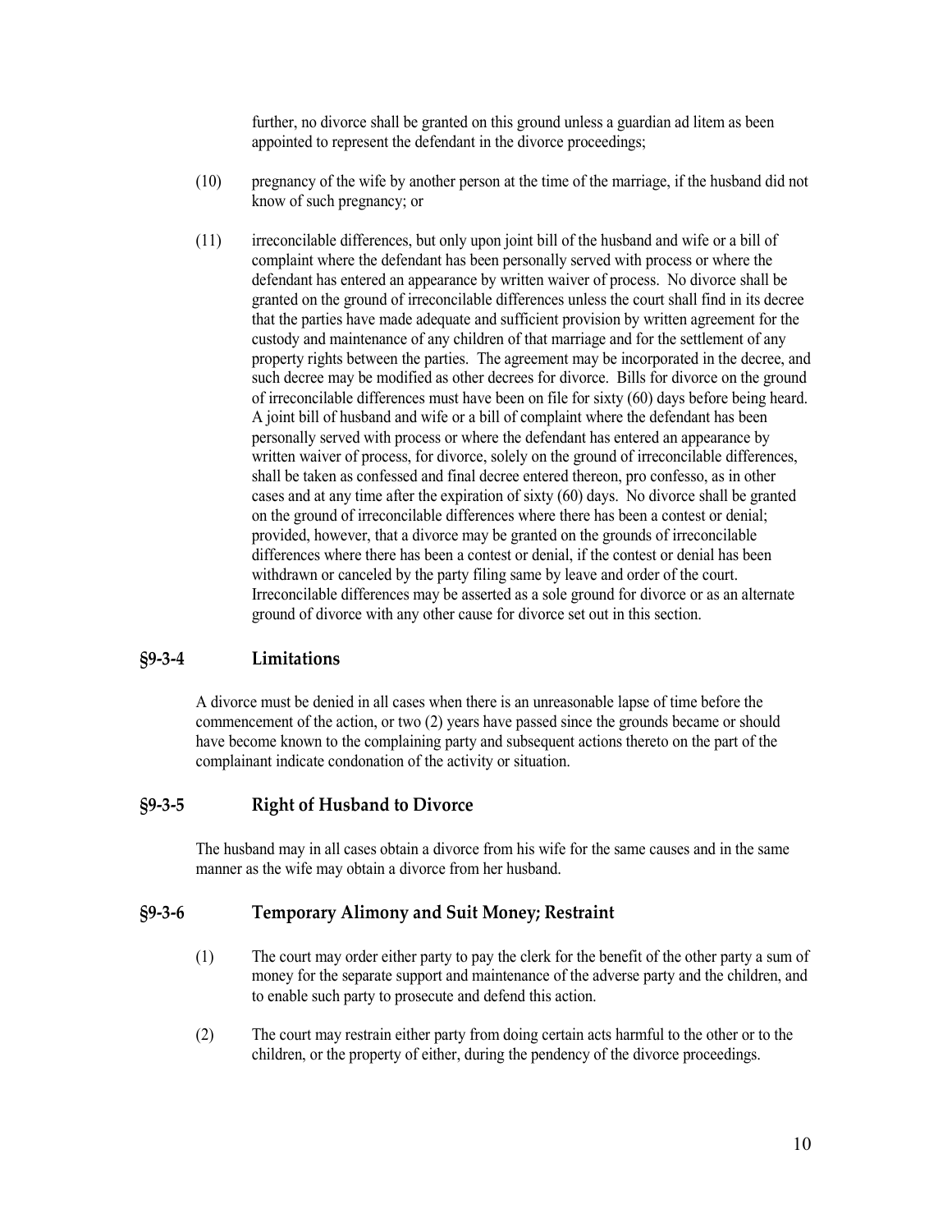further, no divorce shall be granted on this ground unless a guardian ad litem as been appointed to represent the defendant in the divorce proceedings;

(10) pregnancy of the wife by another person at the time of the marriage, if the husband did not know of such pregnancy; or

(11) irreconcilable differences, but only upon joint bill of the husband and wife or a bill of complaint where the defendant has been personally served with process or where the defendant has entered an appearance by written waiver of process. No divorce shall be granted on the ground of irreconcilable differences unless the court shall find in its decree that the parties have made adequate and sufficient provision by written agreement for the custody and maintenance of any children of that marriage and for the settlement of any property rights between the parties. The agreement may be incorporated in the decree, and such decree may be modified as other decrees for divorce. Bills for divorce on the ground of irreconcilable differences must have been on file for sixty (60) days before being heard. A joint bill of husband and wife or a bill of complaint where the defendant has been personally served with process or where the defendant has entered an appearance by written waiver of process, for divorce, solely on the ground of irreconcilable differences, shall be taken as confessed and final decree entered thereon, pro confesso, as in other cases and at any time after the expiration of sixty (60) days. No divorce shall be granted on the ground of irreconcilable differences where there has been a contest or denial; provided, however, that a divorce may be granted on the grounds of irreconcilable differences where there has been a contest or denial, if the contest or denial has been withdrawn or canceled by the party filing same by leave and order of the court. Irreconcilable differences may be asserted as a sole ground for divorce or as an alternate ground of divorce with any other cause for divorce set out in this section.

## §9-3-4 Limitations

A divorce must be denied in all cases when there is an unreasonable lapse of time before the commencement of the action, or two (2) years have passed since the grounds became or should have become known to the complaining party and subsequent actions thereto on the part of the complainant indicate condonation of the activity or situation.

## §9-3-5 Right of Husband to Divorce

The husband may in all cases obtain a divorce from his wife for the same causes and in the same manner as the wife may obtain a divorce from her husband.

## §9-3-6 Temporary Alimony and Suit Money; Restraint

(1) The court may order either party to pay the clerk for the benefit of the other party a sum of money for the separate support and maintenance of the adverse party and the children, and to enable such party to prosecute and defend this action.

(2) The court may restrain either party from doing certain acts harmful to the other or to the children, or the property of either, during the pendency of the divorce proceedings.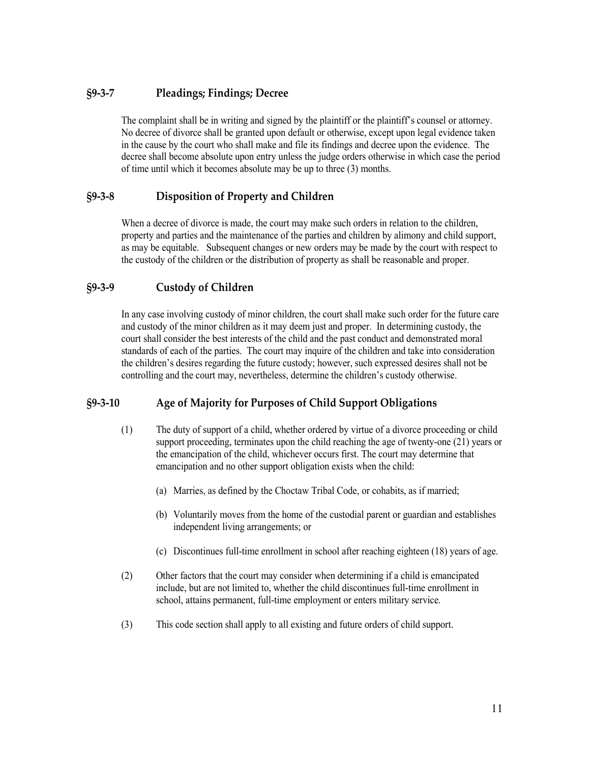### §9-3-7 Pleadings; Findings; Decree

The complaint shall be in writing and signed by the plaintiff or the plaintiff's counsel or attorney. No decree of divorce shall be granted upon default or otherwise, except upon legal evidence taken in the cause by the court who shall make and file its findings and decree upon the evidence. The decree shall become absolute upon entry unless the judge orders otherwise in which case the period of time until which it becomes absolute may be up to three (3) months.

### §9-3-8 Disposition of Property and Children

When a decree of divorce is made, the court may make such orders in relation to the children, property and parties and the maintenance of the parties and children by alimony and child support, as may be equitable. Subsequent changes or new orders may be made by the court with respect to the custody of the children or the distribution of property as shall be reasonable and proper.

### §9-3-9 Custody of Children

In any case involving custody of minor children, the court shall make such order for the future care and custody of the minor children as it may deem just and proper. In determining custody, the court shall consider the best interests of the child and the past conduct and demonstrated moral standards of each of the parties. The court may inquire of the children and take into consideration the children's desires regarding the future custody; however, such expressed desires shall not be controlling and the court may, nevertheless, determine the children's custody otherwise.

### §9-3-10 Age of Majority for Purposes of Child Support Obligations

(1) The duty of support of a child, whether ordered by virtue of a divorce proceeding or child support proceeding, terminates upon the child reaching the age of twenty-one (21) years or the emancipation of the child, whichever occurs first. The court may determine that emancipation and no other support obligation exists when the child:

(a) Marries, as defined by the Choctaw Tribal Code, or cohabits, as if married;

(b) Voluntarily moves from the home of the custodial parent or guardian and establishes independent living arrangements; or

(c) Discontinues full-time enrollment in school after reaching eighteen (18) years of age.

(2) Other factors that the court may consider when determining if a child is emancipated include, but are not limited to, whether the child discontinues full-time enrollment in school, attains permanent, full-time employment or enters military service.

(3) This code section shall apply to all existing and future orders of child support.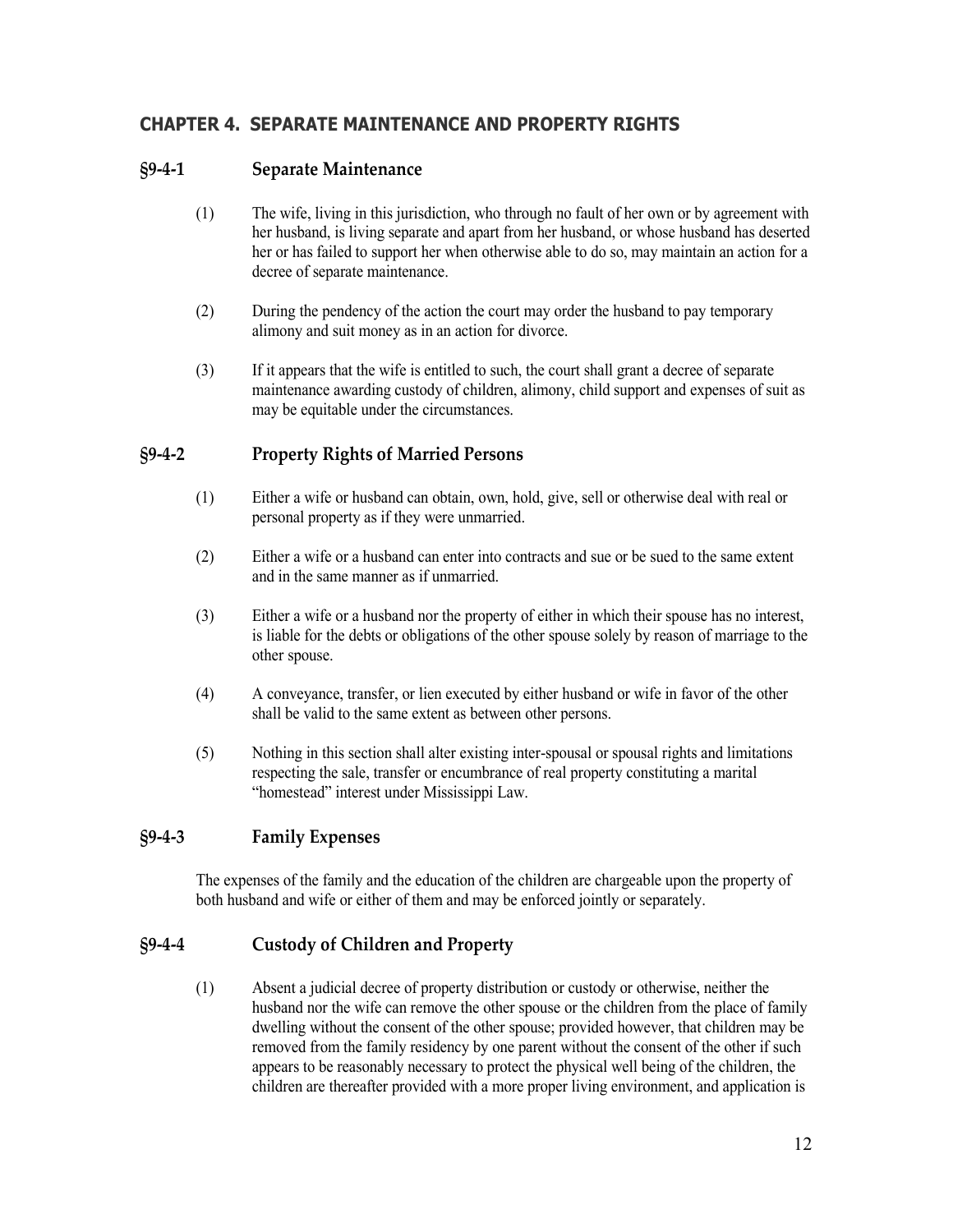## CHAPTER 4. SEPARATE MAINTENANCE AND PROPERTY RIGHTS

### §9-4-1 Separate Maintenance

(1) The wife, living in this jurisdiction, who through no fault of her own or by agreement with her husband, is living separate and apart from her husband, or whose husband has deserted her or has failed to support her when otherwise able to do so, may maintain an action for a decree of separate maintenance.

(2) During the pendency of the action the court may order the husband to pay temporary alimony and suit money as in an action for divorce.

(3) If it appears that the wife is entitled to such, the court shall grant a decree of separate maintenance awarding custody of children, alimony, child support and expenses of suit as may be equitable under the circumstances.

### §9-4-2 Property Rights of Married Persons

(1) Either a wife or husband can obtain, own, hold, give, sell or otherwise deal with real or personal property as if they were unmarried.

(2) Either a wife or a husband can enter into contracts and sue or be sued to the same extent and in the same manner as if unmarried.

(3) Either a wife or a husband nor the property of either in which their spouse has no interest, is liable for the debts or obligations of the other spouse solely by reason of marriage to the other spouse.

(4) A conveyance, transfer, or lien executed by either husband or wife in favor of the other shall be valid to the same extent as between other persons.

(5) Nothing in this section shall alter existing inter-spousal or spousal rights and limitations respecting the sale, transfer or encumbrance of real property constituting a marital "homestead" interest under Mississippi Law.

### §9-4-3 Family Expenses

The expenses of the family and the education of the children are chargeable upon the property of both husband and wife or either of them and may be enforced jointly or separately.

### §9-4-4 Custody of Children and Property

(1) Absent a judicial decree of property distribution or custody or otherwise, neither the husband nor the wife can remove the other spouse or the children from the place of family dwelling without the consent of the other spouse; provided however, that children may be removed from the family residency by one parent without the consent of the other if such appears to be reasonably necessary to protect the physical well being of the children, the children are thereafter provided with a more proper living environment, and application is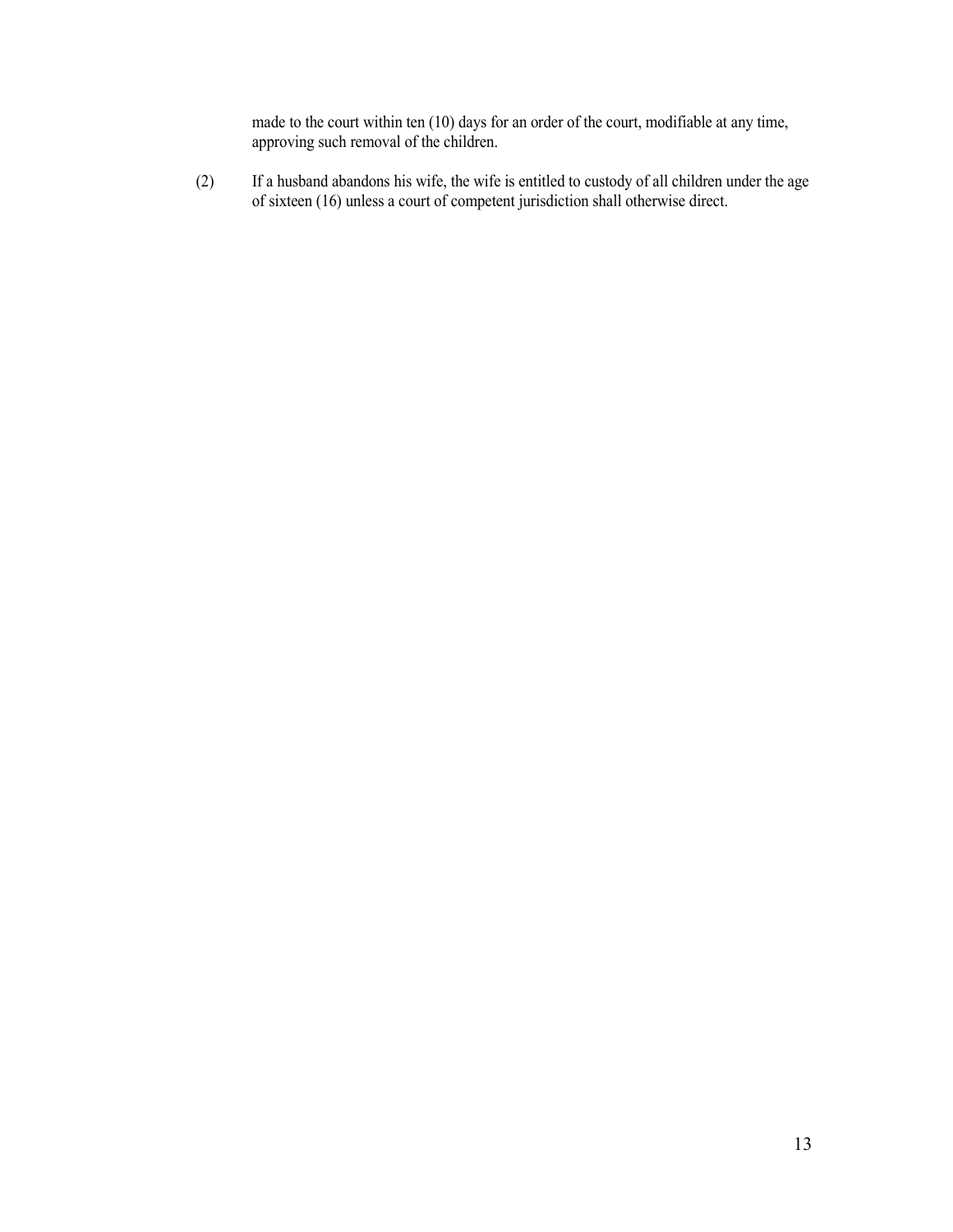made to the court within ten (10) days for an order of the court, modifiable at any time, approving such removal of the children.

(2) If a husband abandons his wife, the wife is entitled to custody of all children under the age of sixteen (16) unless a court of competent jurisdiction shall otherwise direct.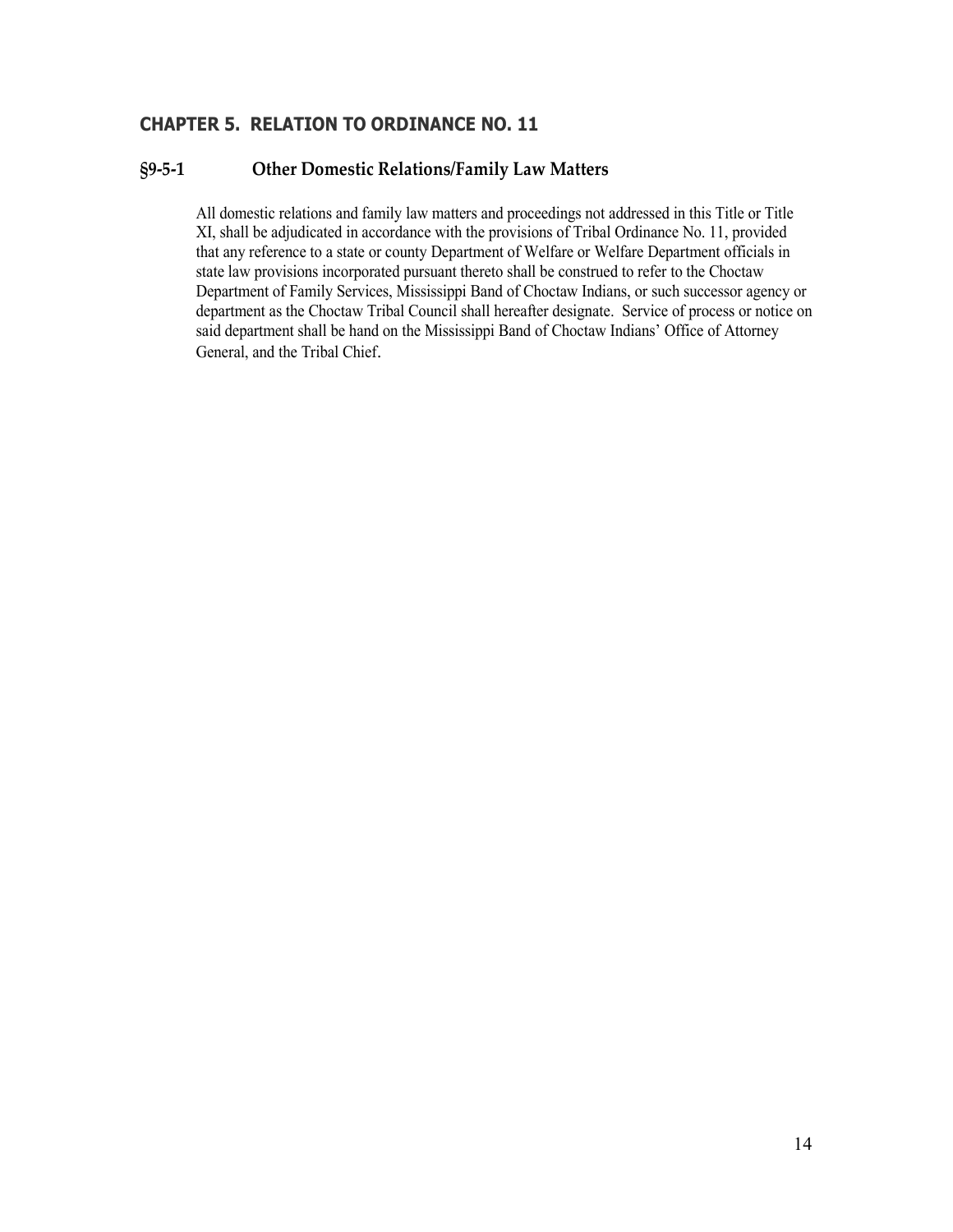## CHAPTER 5. RELATION TO ORDINANCE NO. 11

### §9-5-1 Other Domestic Relations/Family Law Matters

All domestic relations and family law matters and proceedings not addressed in this Title or Title XI, shall be adjudicated in accordance with the provisions of Tribal Ordinance No. 11, provided that any reference to a state or county Department of Welfare or Welfare Department officials in state law provisions incorporated pursuant thereto shall be construed to refer to the Choctaw Department of Family Services, Mississippi Band of Choctaw Indians, or such successor agency or department as the Choctaw Tribal Council shall hereafter designate. Service of process or notice on said department shall be hand on the Mississippi Band of Choctaw Indians' Office of Attorney General, and the Tribal Chief.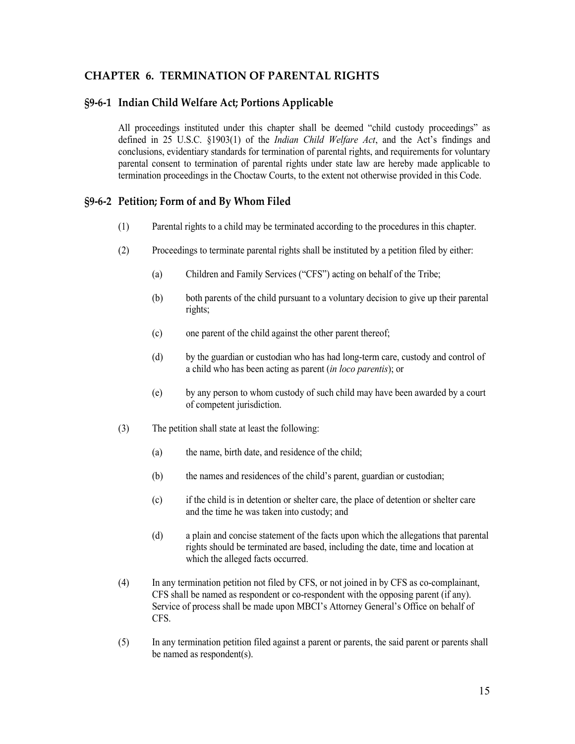## CHAPTER 6. TERMINATION OF PARENTAL RIGHTS

### §9-6-1 Indian Child Welfare Act; Portions Applicable

All proceedings instituted under this chapter shall be deemed "child custody proceedings" as defined in 25 U.S.C. §1903(1) of the *Indian Child Welfare Act*, and the Act's findings and conclusions, evidentiary standards for termination of parental rights, and requirements for voluntary parental consent to termination of parental rights under state law are hereby made applicable to termination proceedings in the Choctaw Courts, to the extent not otherwise provided in this Code.

### §9-6-2 Petition; Form of and By Whom Filed

(1) Parental rights to a child may be terminated according to the procedures in this chapter.

(2) Proceedings to terminate parental rights shall be instituted by a petition filed by either:

   (a) Children and Family Services ("CFS") acting on behalf of the Tribe;

   (b) both parents of the child pursuant to a voluntary decision to give up their parental rights;

   (c) one parent of the child against the other parent thereof;

   (d) by the guardian or custodian who has had long-term care, custody and control of a child who has been acting as parent (*in loco parentis*); or

   (e) by any person to whom custody of such child may have been awarded by a court of competent jurisdiction.

(3) The petition shall state at least the following:

   (a) the name, birth date, and residence of the child;

   (b) the names and residences of the child's parent, guardian or custodian;

   (c) if the child is in detention or shelter care, the place of detention or shelter care and the time he was taken into custody; and

   (d) a plain and concise statement of the facts upon which the allegations that parental rights should be terminated are based, including the date, time and location at which the alleged facts occurred.

(4) In any termination petition not filed by CFS, or not joined in by CFS as co-complainant, CFS shall be named as respondent or co-respondent with the opposing parent (if any). Service of process shall be made upon MBCI's Attorney General's Office on behalf of CFS.

(5) In any termination petition filed against a parent or parents, the said parent or parents shall be named as respondent(s).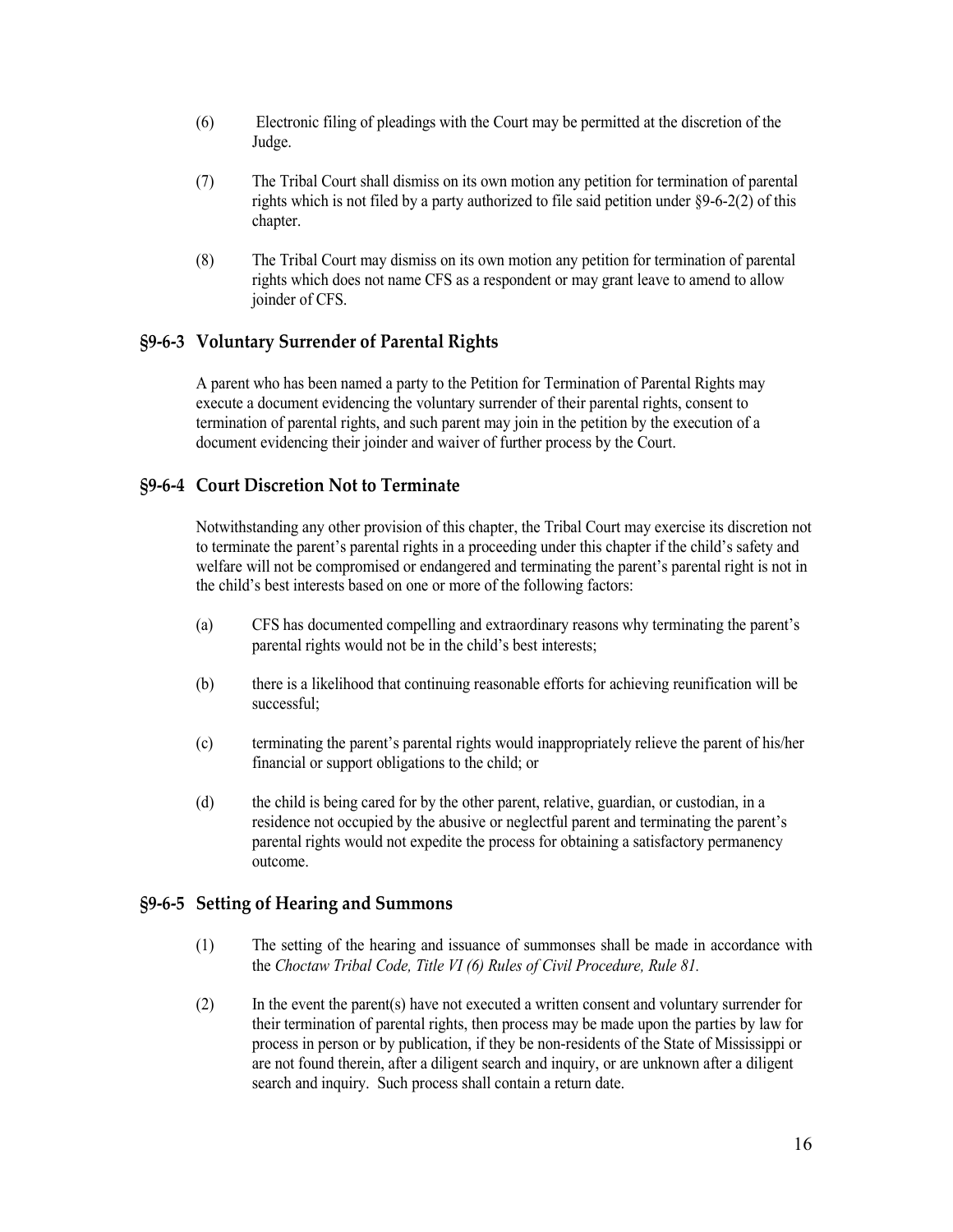(6) Electronic filing of pleadings with the Court may be permitted at the discretion of the Judge.

(7) The Tribal Court shall dismiss on its own motion any petition for termination of parental rights which is not filed by a party authorized to file said petition under §9-6-2(2) of this chapter.

(8) The Tribal Court may dismiss on its own motion any petition for termination of parental rights which does not name CFS as a respondent or may grant leave to amend to allow joinder of CFS.

## §9-6-3 Voluntary Surrender of Parental Rights

A parent who has been named a party to the Petition for Termination of Parental Rights may execute a document evidencing the voluntary surrender of their parental rights, consent to termination of parental rights, and such parent may join in the petition by the execution of a document evidencing their joinder and waiver of further process by the Court.

## §9-6-4 Court Discretion Not to Terminate

Notwithstanding any other provision of this chapter, the Tribal Court may exercise its discretion not to terminate the parent's parental rights in a proceeding under this chapter if the child's safety and welfare will not be compromised or endangered and terminating the parent's parental right is not in the child's best interests based on one or more of the following factors:

(a) CFS has documented compelling and extraordinary reasons why terminating the parent's parental rights would not be in the child's best interests;

(b) there is a likelihood that continuing reasonable efforts for achieving reunification will be successful;

(c) terminating the parent's parental rights would inappropriately relieve the parent of his/her financial or support obligations to the child; or

(d) the child is being cared for by the other parent, relative, guardian, or custodian, in a residence not occupied by the abusive or neglectful parent and terminating the parent's parental rights would not expedite the process for obtaining a satisfactory permanency outcome.

## §9-6-5 Setting of Hearing and Summons

(1) The setting of the hearing and issuance of summonses shall be made in accordance with the *Choctaw Tribal Code, Title VI (6) Rules of Civil Procedure, Rule 81.*

(2) In the event the parent(s) have not executed a written consent and voluntary surrender for their termination of parental rights, then process may be made upon the parties by law for process in person or by publication, if they be non-residents of the State of Mississippi or are not found therein, after a diligent search and inquiry, or are unknown after a diligent search and inquiry. Such process shall contain a return date.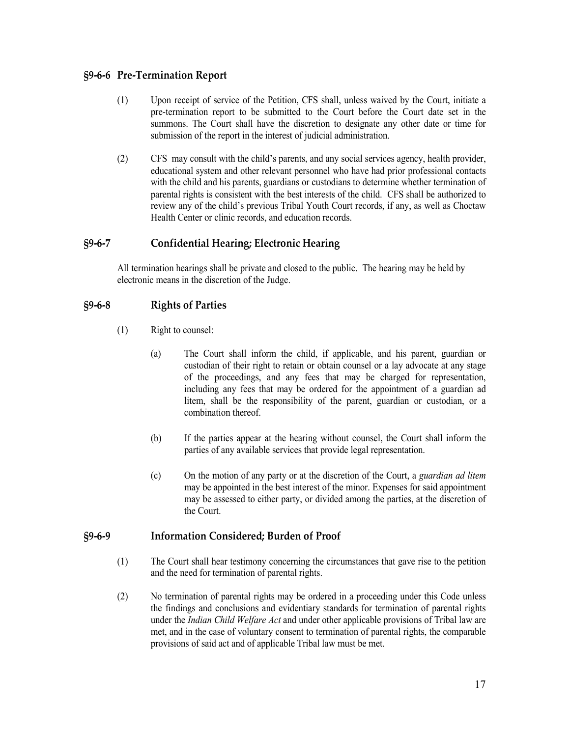## §9-6-6 Pre-Termination Report

(1) Upon receipt of service of the Petition, CFS shall, unless waived by the Court, initiate a pre-termination report to be submitted to the Court before the Court date set in the summons. The Court shall have the discretion to designate any other date or time for submission of the report in the interest of judicial administration.

(2) CFS may consult with the child's parents, and any social services agency, health provider, educational system and other relevant personnel who have had prior professional contacts with the child and his parents, guardians or custodians to determine whether termination of parental rights is consistent with the best interests of the child. CFS shall be authorized to review any of the child's previous Tribal Youth Court records, if any, as well as Choctaw Health Center or clinic records, and education records.

## §9-6-7 Confidential Hearing; Electronic Hearing

All termination hearings shall be private and closed to the public. The hearing may be held by electronic means in the discretion of the Judge.

## §9-6-8 Rights of Parties

(1) Right to counsel:

(a) The Court shall inform the child, if applicable, and his parent, guardian or custodian of their right to retain or obtain counsel or a lay advocate at any stage of the proceedings, and any fees that may be charged for representation, including any fees that may be ordered for the appointment of a guardian ad litem, shall be the responsibility of the parent, guardian or custodian, or a combination thereof.

(b) If the parties appear at the hearing without counsel, the Court shall inform the parties of any available services that provide legal representation.

(c) On the motion of any party or at the discretion of the Court, a *guardian ad litem* may be appointed in the best interest of the minor. Expenses for said appointment may be assessed to either party, or divided among the parties, at the discretion of the Court.

## §9-6-9 Information Considered; Burden of Proof

(1) The Court shall hear testimony concerning the circumstances that gave rise to the petition and the need for termination of parental rights.

(2) No termination of parental rights may be ordered in a proceeding under this Code unless the findings and conclusions and evidentiary standards for termination of parental rights under the *Indian Child Welfare Act* and under other applicable provisions of Tribal law are met, and in the case of voluntary consent to termination of parental rights, the comparable provisions of said act and of applicable Tribal law must be met.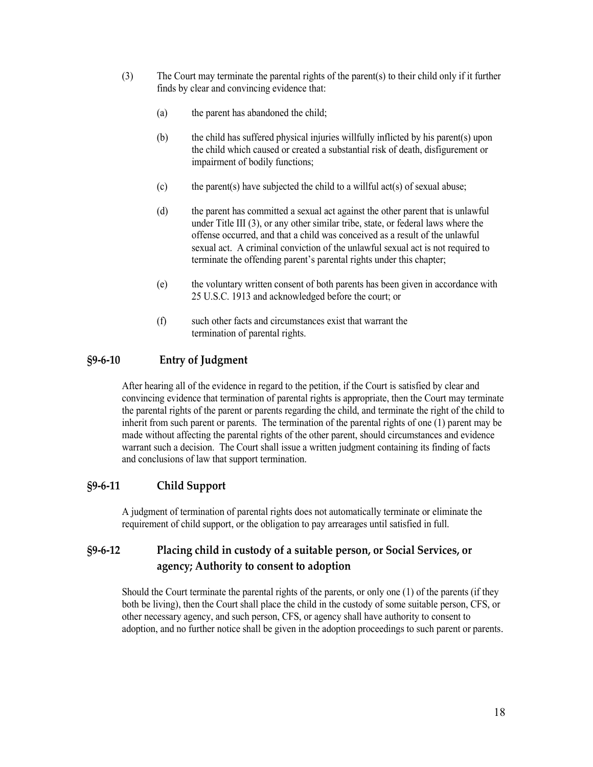(3) The Court may terminate the parental rights of the parent(s) to their child only if it further finds by clear and convincing evidence that:

(a) the parent has abandoned the child;

(b) the child has suffered physical injuries willfully inflicted by his parent(s) upon the child which caused or created a substantial risk of death, disfigurement or impairment of bodily functions;

(c) the parent(s) have subjected the child to a willful act(s) of sexual abuse;

(d) the parent has committed a sexual act against the other parent that is unlawful under Title III (3), or any other similar tribe, state, or federal laws where the offense occurred, and that a child was conceived as a result of the unlawful sexual act. A criminal conviction of the unlawful sexual act is not required to terminate the offending parent's parental rights under this chapter;

(e) the voluntary written consent of both parents has been given in accordance with 25 U.S.C. 1913 and acknowledged before the court; or

(f) such other facts and circumstances exist that warrant the termination of parental rights.

## §9-6-10 Entry of Judgment

After hearing all of the evidence in regard to the petition, if the Court is satisfied by clear and convincing evidence that termination of parental rights is appropriate, then the Court may terminate the parental rights of the parent or parents regarding the child, and terminate the right of the child to inherit from such parent or parents. The termination of the parental rights of one (1) parent may be made without affecting the parental rights of the other parent, should circumstances and evidence warrant such a decision. The Court shall issue a written judgment containing its finding of facts and conclusions of law that support termination.

## §9-6-11 Child Support

A judgment of termination of parental rights does not automatically terminate or eliminate the requirement of child support, or the obligation to pay arrearages until satisfied in full.

## §9-6-12 Placing child in custody of a suitable person, or Social Services, or agency; Authority to consent to adoption

Should the Court terminate the parental rights of the parents, or only one (1) of the parents (if they both be living), then the Court shall place the child in the custody of some suitable person, CFS, or other necessary agency, and such person, CFS, or agency shall have authority to consent to adoption, and no further notice shall be given in the adoption proceedings to such parent or parents.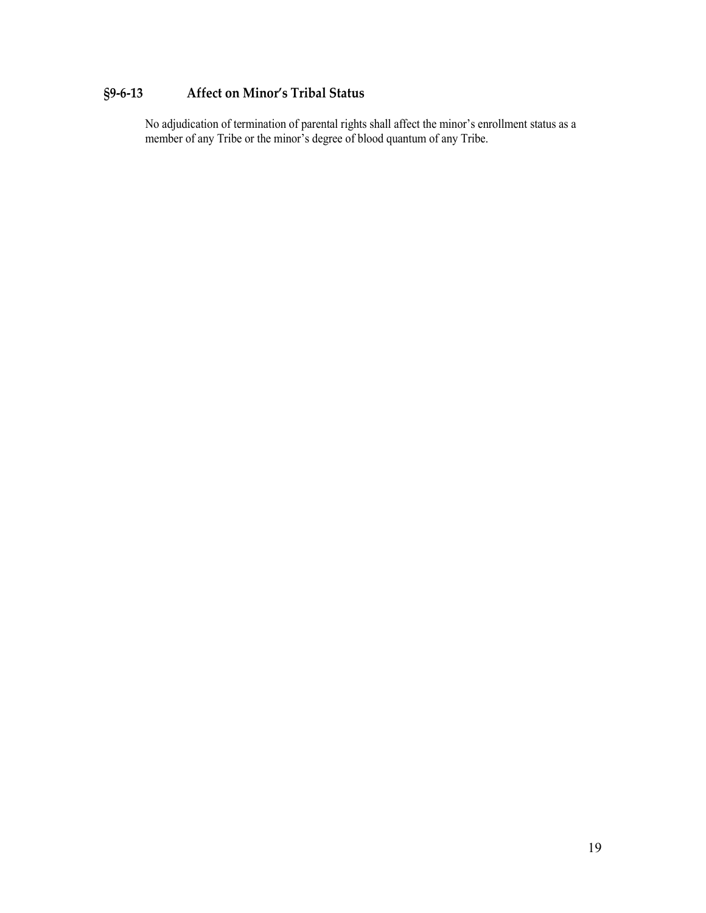### §9-6-13 Affect on Minor's Tribal Status

No adjudication of termination of parental rights shall affect the minor's enrollment status as a member of any Tribe or the minor's degree of blood quantum of any Tribe.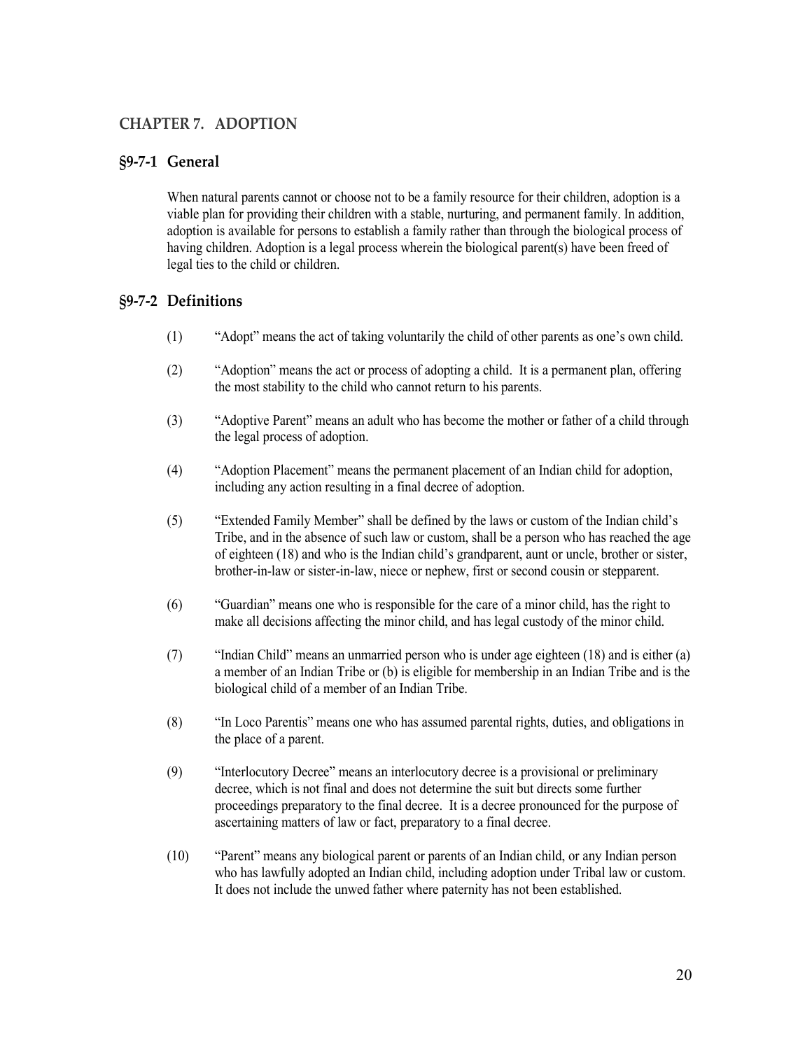## CHAPTER 7. ADOPTION

### §9-7-1 General

When natural parents cannot or choose not to be a family resource for their children, adoption is a viable plan for providing their children with a stable, nurturing, and permanent family. In addition, adoption is available for persons to establish a family rather than through the biological process of having children. Adoption is a legal process wherein the biological parent(s) have been freed of legal ties to the child or children.

### §9-7-2 Definitions

(1) "Adopt" means the act of taking voluntarily the child of other parents as one's own child.

(2) "Adoption" means the act or process of adopting a child. It is a permanent plan, offering the most stability to the child who cannot return to his parents.

(3) "Adoptive Parent" means an adult who has become the mother or father of a child through the legal process of adoption.

(4) "Adoption Placement" means the permanent placement of an Indian child for adoption, including any action resulting in a final decree of adoption.

(5) "Extended Family Member" shall be defined by the laws or custom of the Indian child's Tribe, and in the absence of such law or custom, shall be a person who has reached the age of eighteen (18) and who is the Indian child's grandparent, aunt or uncle, brother or sister, brother-in-law or sister-in-law, niece or nephew, first or second cousin or stepparent.

(6) "Guardian" means one who is responsible for the care of a minor child, has the right to make all decisions affecting the minor child, and has legal custody of the minor child.

(7) "Indian Child" means an unmarried person who is under age eighteen (18) and is either (a) a member of an Indian Tribe or (b) is eligible for membership in an Indian Tribe and is the biological child of a member of an Indian Tribe.

(8) "In Loco Parentis" means one who has assumed parental rights, duties, and obligations in the place of a parent.

(9) "Interlocutory Decree" means an interlocutory decree is a provisional or preliminary decree, which is not final and does not determine the suit but directs some further proceedings preparatory to the final decree. It is a decree pronounced for the purpose of ascertaining matters of law or fact, preparatory to a final decree.

(10) "Parent" means any biological parent or parents of an Indian child, or any Indian person who has lawfully adopted an Indian child, including adoption under Tribal law or custom. It does not include the unwed father where paternity has not been established.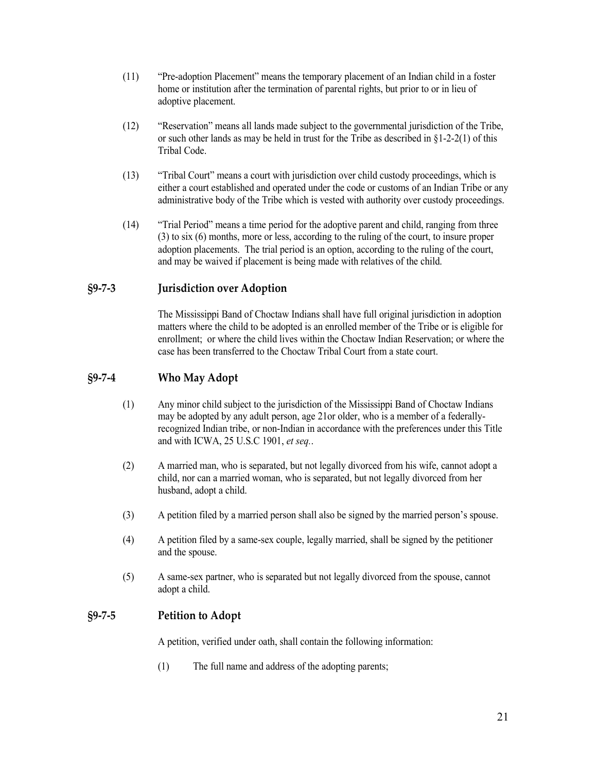(11) "Pre-adoption Placement" means the temporary placement of an Indian child in a foster home or institution after the termination of parental rights, but prior to or in lieu of adoptive placement.

(12) "Reservation" means all lands made subject to the governmental jurisdiction of the Tribe, or such other lands as may be held in trust for the Tribe as described in §1-2-2(1) of this Tribal Code.

(13) "Tribal Court" means a court with jurisdiction over child custody proceedings, which is either a court established and operated under the code or customs of an Indian Tribe or any administrative body of the Tribe which is vested with authority over custody proceedings.

(14) "Trial Period" means a time period for the adoptive parent and child, ranging from three (3) to six (6) months, more or less, according to the ruling of the court, to insure proper adoption placements. The trial period is an option, according to the ruling of the court, and may be waived if placement is being made with relatives of the child.

## §9-7-3 Jurisdiction over Adoption

The Mississippi Band of Choctaw Indians shall have full original jurisdiction in adoption matters where the child to be adopted is an enrolled member of the Tribe or is eligible for enrollment; or where the child lives within the Choctaw Indian Reservation; or where the case has been transferred to the Choctaw Tribal Court from a state court.

## §9-7-4 Who May Adopt

(1) Any minor child subject to the jurisdiction of the Mississippi Band of Choctaw Indians may be adopted by any adult person, age 21or older, who is a member of a federally-recognized Indian tribe, or non-Indian in accordance with the preferences under this Title and with ICWA, 25 U.S.C 1901, *et seq.*.

(2) A married man, who is separated, but not legally divorced from his wife, cannot adopt a child, nor can a married woman, who is separated, but not legally divorced from her husband, adopt a child.

(3) A petition filed by a married person shall also be signed by the married person's spouse.

(4) A petition filed by a same-sex couple, legally married, shall be signed by the petitioner and the spouse.

(5) A same-sex partner, who is separated but not legally divorced from the spouse, cannot adopt a child.

## §9-7-5 Petition to Adopt

A petition, verified under oath, shall contain the following information:

(1) The full name and address of the adopting parents;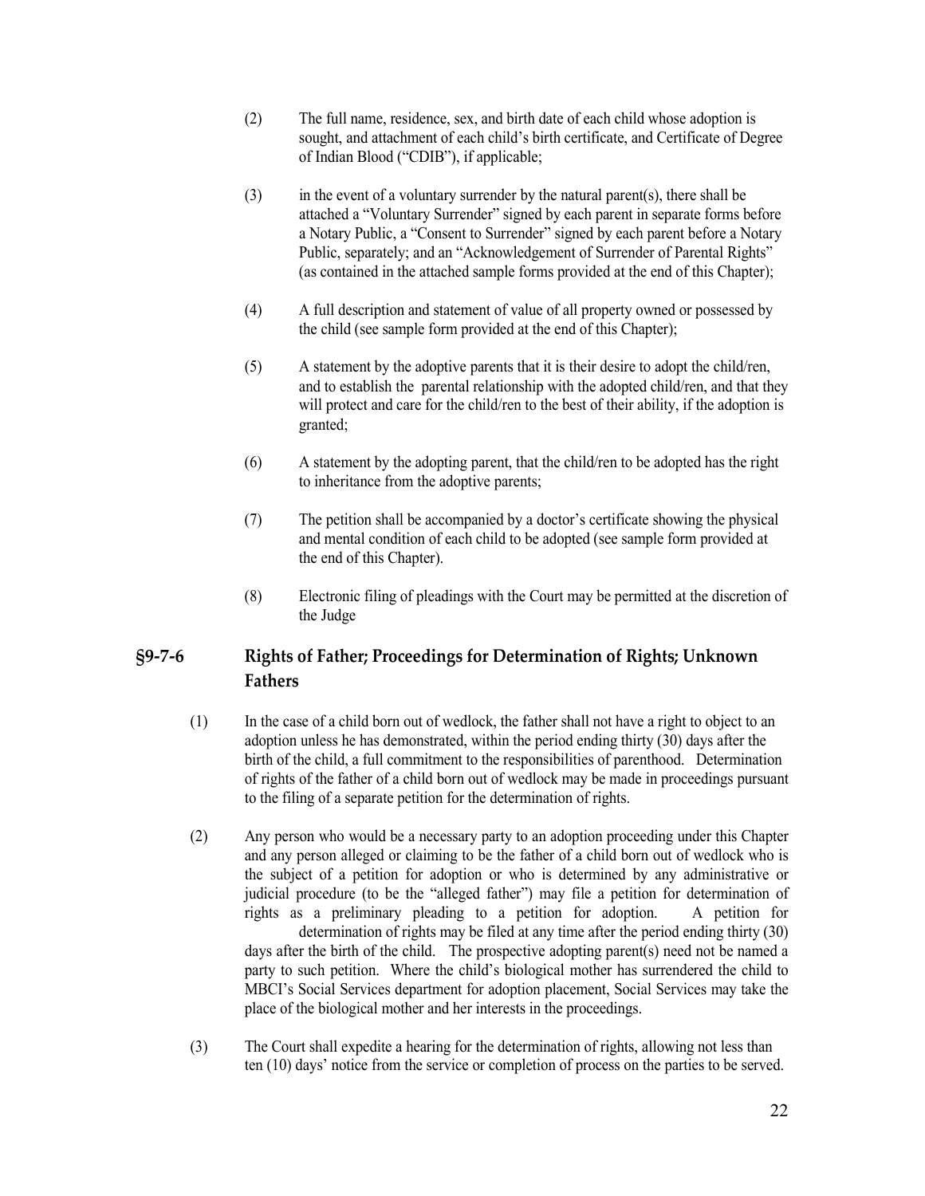(2) The full name, residence, sex, and birth date of each child whose adoption is sought, and attachment of each child's birth certificate, and Certificate of Degree of Indian Blood ("CDIB"), if applicable;

(3) in the event of a voluntary surrender by the natural parent(s), there shall be attached a "Voluntary Surrender" signed by each parent in separate forms before a Notary Public, a "Consent to Surrender" signed by each parent before a Notary Public, separately; and an "Acknowledgement of Surrender of Parental Rights" (as contained in the attached sample forms provided at the end of this Chapter);

(4) A full description and statement of value of all property owned or possessed by the child (see sample form provided at the end of this Chapter);

(5) A statement by the adoptive parents that it is their desire to adopt the child/ren, and to establish the parental relationship with the adopted child/ren, and that they will protect and care for the child/ren to the best of their ability, if the adoption is granted;

(6) A statement by the adopting parent, that the child/ren to be adopted has the right to inheritance from the adoptive parents;

(7) The petition shall be accompanied by a doctor's certificate showing the physical and mental condition of each child to be adopted (see sample form provided at the end of this Chapter).

(8) Electronic filing of pleadings with the Court may be permitted at the discretion of the Judge

## §9-7-6 Rights of Father; Proceedings for Determination of Rights; Unknown Fathers

(1) In the case of a child born out of wedlock, the father shall not have a right to object to an adoption unless he has demonstrated, within the period ending thirty (30) days after the birth of the child, a full commitment to the responsibilities of parenthood. Determination of rights of the father of a child born out of wedlock may be made in proceedings pursuant to the filing of a separate petition for the determination of rights.

(2) Any person who would be a necessary party to an adoption proceeding under this Chapter and any person alleged or claiming to be the father of a child born out of wedlock who is the subject of a petition for adoption or who is determined by any administrative or judicial procedure (to be the "alleged father") may file a petition for determination of rights as a preliminary pleading to a petition for adoption. A petition for determination of rights may be filed at any time after the period ending thirty (30) days after the birth of the child. The prospective adopting parent(s) need not be named a party to such petition. Where the child's biological mother has surrendered the child to MBCI's Social Services department for adoption placement, Social Services may take the place of the biological mother and her interests in the proceedings.

(3) The Court shall expedite a hearing for the determination of rights, allowing not less than ten (10) days' notice from the service or completion of process on the parties to be served.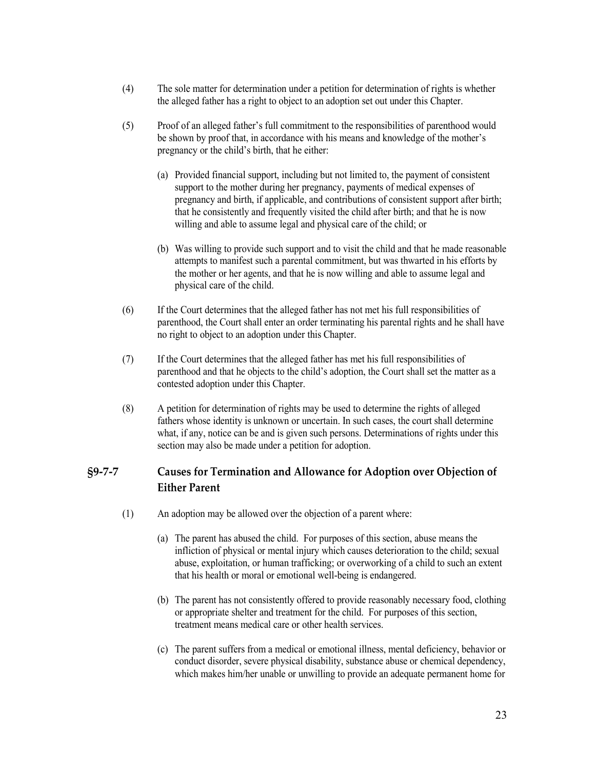(4) The sole matter for determination under a petition for determination of rights is whether the alleged father has a right to object to an adoption set out under this Chapter.

(5) Proof of an alleged father's full commitment to the responsibilities of parenthood would be shown by proof that, in accordance with his means and knowledge of the mother's pregnancy or the child's birth, that he either:

(a) Provided financial support, including but not limited to, the payment of consistent support to the mother during her pregnancy, payments of medical expenses of pregnancy and birth, if applicable, and contributions of consistent support after birth; that he consistently and frequently visited the child after birth; and that he is now willing and able to assume legal and physical care of the child; or

(b) Was willing to provide such support and to visit the child and that he made reasonable attempts to manifest such a parental commitment, but was thwarted in his efforts by the mother or her agents, and that he is now willing and able to assume legal and physical care of the child.

(6) If the Court determines that the alleged father has not met his full responsibilities of parenthood, the Court shall enter an order terminating his parental rights and he shall have no right to object to an adoption under this Chapter.

(7) If the Court determines that the alleged father has met his full responsibilities of parenthood and that he objects to the child's adoption, the Court shall set the matter as a contested adoption under this Chapter.

(8) A petition for determination of rights may be used to determine the rights of alleged fathers whose identity is unknown or uncertain. In such cases, the court shall determine what, if any, notice can be and is given such persons. Determinations of rights under this section may also be made under a petition for adoption.

## §9-7-7 Causes for Termination and Allowance for Adoption over Objection of Either Parent

(1) An adoption may be allowed over the objection of a parent where:

(a) The parent has abused the child. For purposes of this section, abuse means the infliction of physical or mental injury which causes deterioration to the child; sexual abuse, exploitation, or human trafficking; or overworking of a child to such an extent that his health or moral or emotional well-being is endangered.

(b) The parent has not consistently offered to provide reasonably necessary food, clothing or appropriate shelter and treatment for the child. For purposes of this section, treatment means medical care or other health services.

(c) The parent suffers from a medical or emotional illness, mental deficiency, behavior or conduct disorder, severe physical disability, substance abuse or chemical dependency, which makes him/her unable or unwilling to provide an adequate permanent home for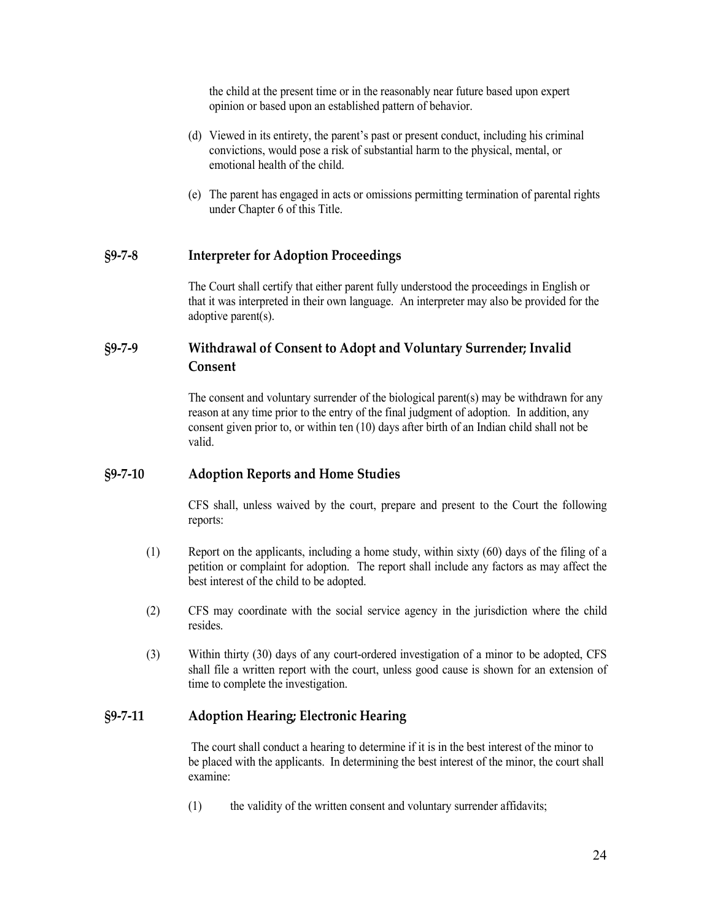the child at the present time or in the reasonably near future based upon expert opinion or based upon an established pattern of behavior.

(d) Viewed in its entirety, the parent's past or present conduct, including his criminal convictions, would pose a risk of substantial harm to the physical, mental, or emotional health of the child.

(e) The parent has engaged in acts or omissions permitting termination of parental rights under Chapter 6 of this Title.

## §9-7-8 Interpreter for Adoption Proceedings

The Court shall certify that either parent fully understood the proceedings in English or that it was interpreted in their own language. An interpreter may also be provided for the adoptive parent(s).

## §9-7-9 Withdrawal of Consent to Adopt and Voluntary Surrender; Invalid Consent

The consent and voluntary surrender of the biological parent(s) may be withdrawn for any reason at any time prior to the entry of the final judgment of adoption. In addition, any consent given prior to, or within ten (10) days after birth of an Indian child shall not be valid.

## §9-7-10 Adoption Reports and Home Studies

CFS shall, unless waived by the court, prepare and present to the Court the following reports:

(1) Report on the applicants, including a home study, within sixty (60) days of the filing of a petition or complaint for adoption. The report shall include any factors as may affect the best interest of the child to be adopted.

(2) CFS may coordinate with the social service agency in the jurisdiction where the child resides.

(3) Within thirty (30) days of any court-ordered investigation of a minor to be adopted, CFS shall file a written report with the court, unless good cause is shown for an extension of time to complete the investigation.

## §9-7-11 Adoption Hearing; Electronic Hearing

The court shall conduct a hearing to determine if it is in the best interest of the minor to be placed with the applicants. In determining the best interest of the minor, the court shall examine:

(1) the validity of the written consent and voluntary surrender affidavits;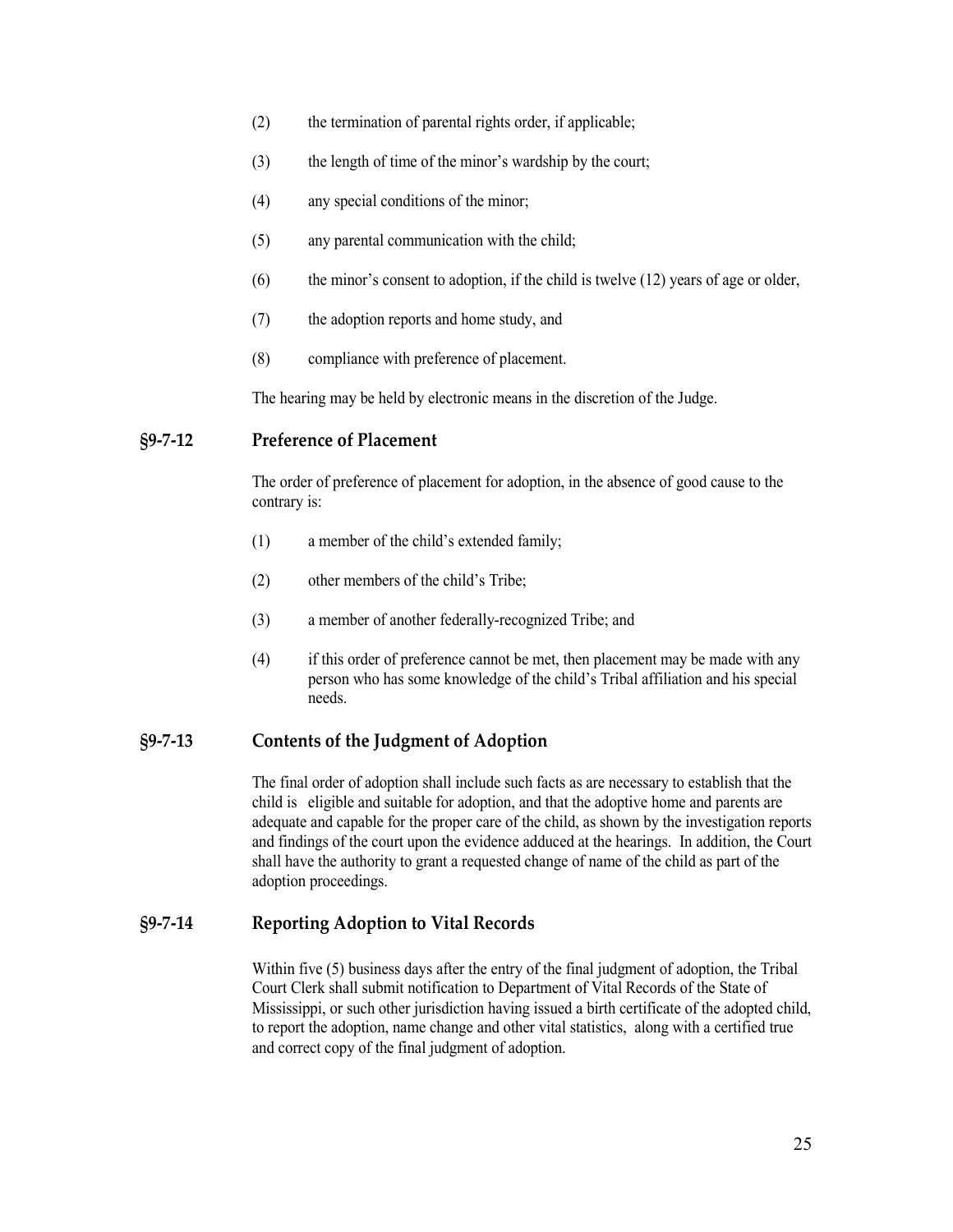(2) the termination of parental rights order, if applicable;

(3) the length of time of the minor's wardship by the court;

(4) any special conditions of the minor;

(5) any parental communication with the child;

(6) the minor's consent to adoption, if the child is twelve (12) years of age or older,

(7) the adoption reports and home study, and

(8) compliance with preference of placement.

The hearing may be held by electronic means in the discretion of the Judge.

### §9-7-12 Preference of Placement

The order of preference of placement for adoption, in the absence of good cause to the contrary is:

(1) a member of the child's extended family;

(2) other members of the child's Tribe;

(3) a member of another federally-recognized Tribe; and

(4) if this order of preference cannot be met, then placement may be made with any person who has some knowledge of the child's Tribal affiliation and his special needs.

### §9-7-13 Contents of the Judgment of Adoption

The final order of adoption shall include such facts as are necessary to establish that the child is eligible and suitable for adoption, and that the adoptive home and parents are adequate and capable for the proper care of the child, as shown by the investigation reports and findings of the court upon the evidence adduced at the hearings. In addition, the Court shall have the authority to grant a requested change of name of the child as part of the adoption proceedings.

### §9-7-14 Reporting Adoption to Vital Records

Within five (5) business days after the entry of the final judgment of adoption, the Tribal Court Clerk shall submit notification to Department of Vital Records of the State of Mississippi, or such other jurisdiction having issued a birth certificate of the adopted child, to report the adoption, name change and other vital statistics, along with a certified true and correct copy of the final judgment of adoption.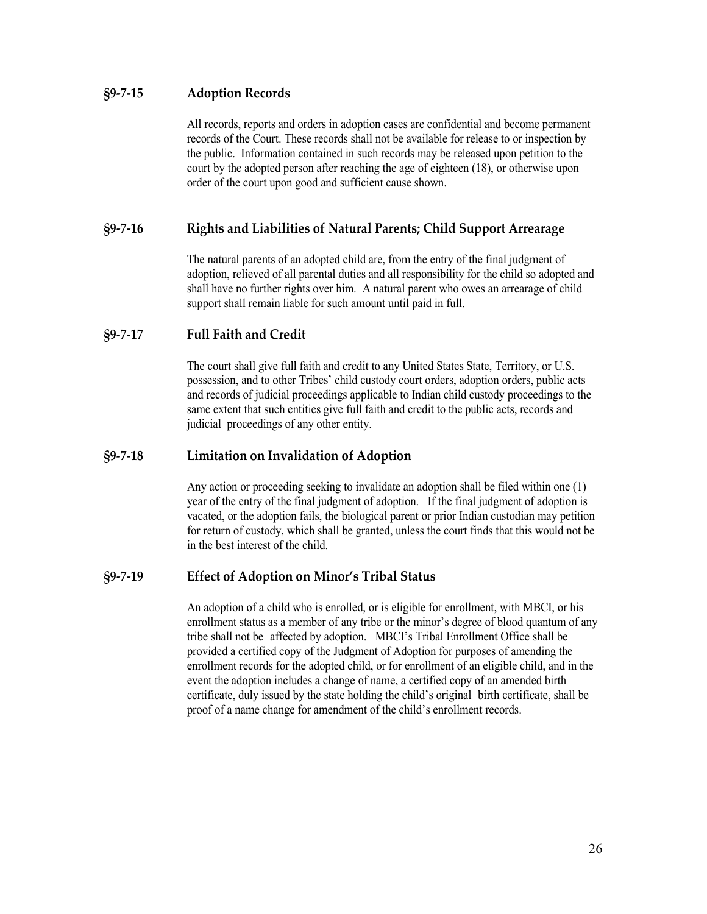### §9-7-15 Adoption Records

All records, reports and orders in adoption cases are confidential and become permanent records of the Court. These records shall not be available for release to or inspection by the public. Information contained in such records may be released upon petition to the court by the adopted person after reaching the age of eighteen (18), or otherwise upon order of the court upon good and sufficient cause shown.

### §9-7-16 Rights and Liabilities of Natural Parents; Child Support Arrearage

The natural parents of an adopted child are, from the entry of the final judgment of adoption, relieved of all parental duties and all responsibility for the child so adopted and shall have no further rights over him. A natural parent who owes an arrearage of child support shall remain liable for such amount until paid in full.

### §9-7-17 Full Faith and Credit

The court shall give full faith and credit to any United States State, Territory, or U.S. possession, and to other Tribes' child custody court orders, adoption orders, public acts and records of judicial proceedings applicable to Indian child custody proceedings to the same extent that such entities give full faith and credit to the public acts, records and judicial proceedings of any other entity.

### §9-7-18 Limitation on Invalidation of Adoption

Any action or proceeding seeking to invalidate an adoption shall be filed within one (1) year of the entry of the final judgment of adoption. If the final judgment of adoption is vacated, or the adoption fails, the biological parent or prior Indian custodian may petition for return of custody, which shall be granted, unless the court finds that this would not be in the best interest of the child.

### §9-7-19 Effect of Adoption on Minor's Tribal Status

An adoption of a child who is enrolled, or is eligible for enrollment, with MBCI, or his enrollment status as a member of any tribe or the minor's degree of blood quantum of any tribe shall not be affected by adoption. MBCI's Tribal Enrollment Office shall be provided a certified copy of the Judgment of Adoption for purposes of amending the enrollment records for the adopted child, or for enrollment of an eligible child, and in the event the adoption includes a change of name, a certified copy of an amended birth certificate, duly issued by the state holding the child's original birth certificate, shall be proof of a name change for amendment of the child's enrollment records.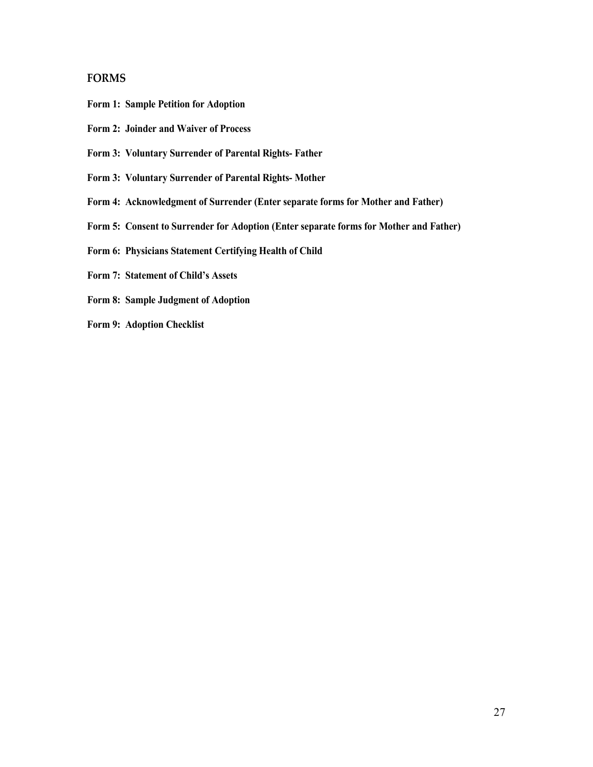## FORMS

**Form 1: Sample Petition for Adoption**

**Form 2: Joinder and Waiver of Process**

**Form 3: Voluntary Surrender of Parental Rights- Father**

**Form 3: Voluntary Surrender of Parental Rights- Mother**

**Form 4: Acknowledgment of Surrender (Enter separate forms for Mother and Father)**

**Form 5: Consent to Surrender for Adoption (Enter separate forms for Mother and Father)**

**Form 6: Physicians Statement Certifying Health of Child**

**Form 7: Statement of Child's Assets**

**Form 8: Sample Judgment of Adoption**

**Form 9: Adoption Checklist**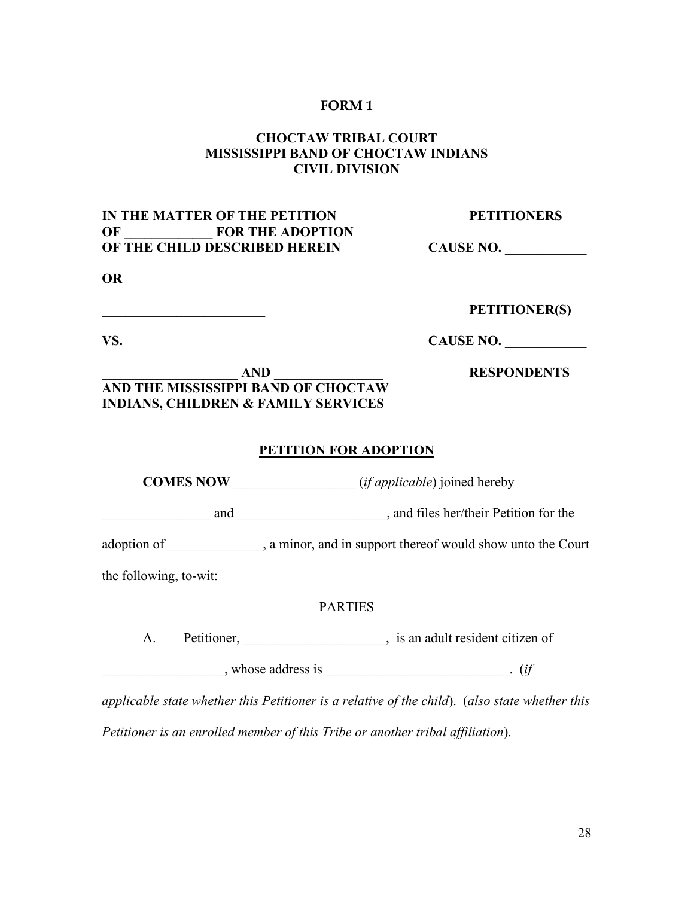**FORM 1**

**CHOCTAW TRIBAL COURT**
**MISSISSIPPI BAND OF CHOCTAW INDIANS**
**CIVIL DIVISION**

**IN THE MATTER OF THE PETITION OF _____________ FOR THE ADOPTION OF THE CHILD DESCRIBED HEREIN** — **PETITIONERS** — **CAUSE NO. ____________**

**OR**

**________________________** — **PETITIONER(S)**

**VS.** — **CAUSE NO. ____________**

**____________________ AND ________________ AND THE MISSISSIPPI BAND OF CHOCTAW INDIANS, CHILDREN & FAMILY SERVICES** — **RESPONDENTS**

**PETITION FOR ADOPTION**

**COMES NOW** __________________ (*if applicable*) joined hereby ________________ and ______________________, and files her/their Petition for the adoption of ______________, a minor, and in support thereof would show unto the Court the following, to-wit:

PARTIES

A. Petitioner, _____________________, is an adult resident citizen of __________________, whose address is ___________________________. (*if applicable state whether this Petitioner is a relative of the child*). (*also state whether this Petitioner is an enrolled member of this Tribe or another tribal affiliation*).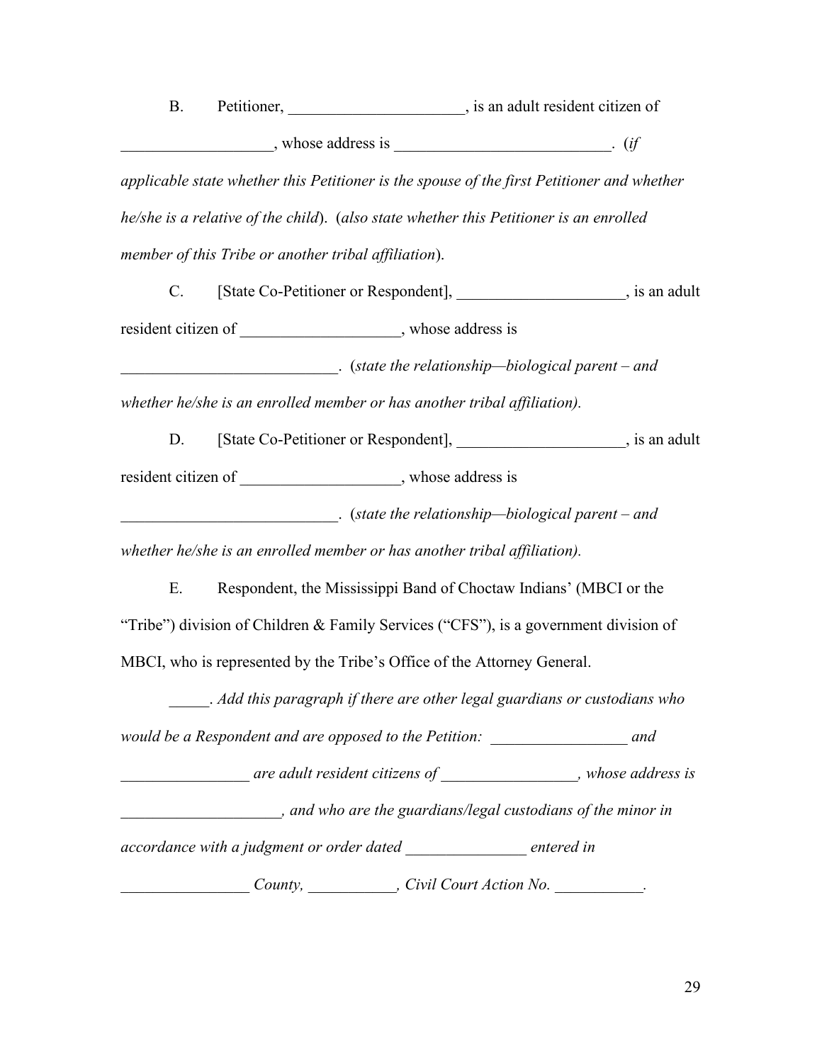B. Petitioner, ______________________, is an adult resident citizen of ___________________, whose address is ___________________________. (*if applicable state whether this Petitioner is the spouse of the first Petitioner and whether he/she is a relative of the child*). (*also state whether this Petitioner is an enrolled member of this Tribe or another tribal affiliation*).

C. [State Co-Petitioner or Respondent], _____________________, is an adult resident citizen of ____________________, whose address is ___________________________. (*state the relationship—biological parent – and whether he/she is an enrolled member or has another tribal affiliation).*

D. [State Co-Petitioner or Respondent], _____________________, is an adult resident citizen of ____________________, whose address is ___________________________. (*state the relationship—biological parent – and whether he/she is an enrolled member or has another tribal affiliation).*

E. Respondent, the Mississippi Band of Choctaw Indians' (MBCI or the "Tribe") division of Children & Family Services ("CFS"), is a government division of MBCI, who is represented by the Tribe's Office of the Attorney General.

_____. *Add this paragraph if there are other legal guardians or custodians who would be a Respondent and are opposed to the Petition:* _________________ *and* ________________ *are adult resident citizens of* ________________*, whose address is* ____________________*, and who are the guardians/legal custodians of the minor in accordance with a judgment or order dated* _______________ *entered in* ________________ *County,* ___________*, Civil Court Action No.* ___________*.*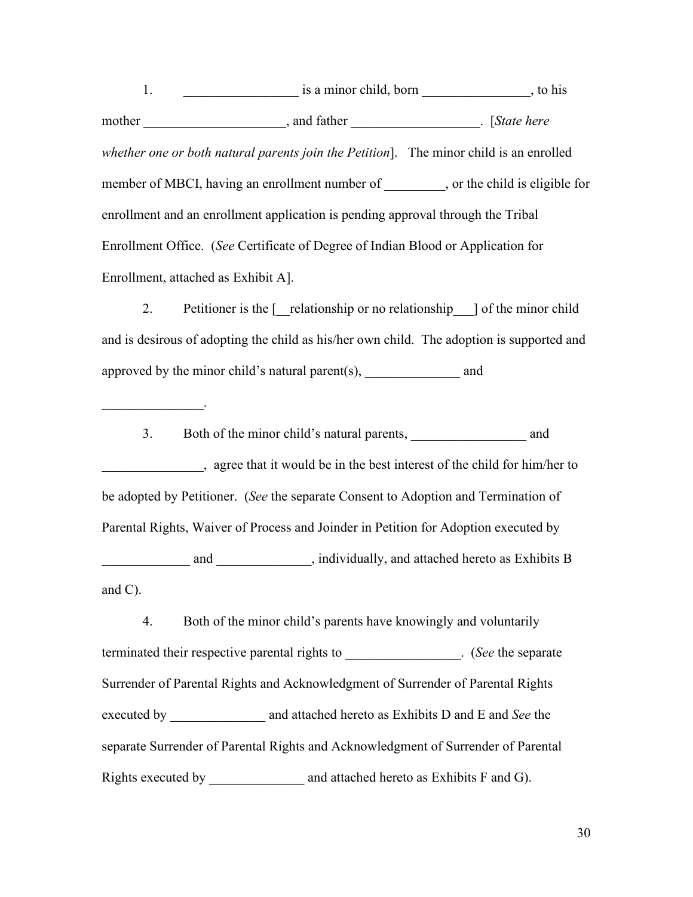1. _________________ is a minor child, born ________________, to his mother _____________________, and father ___________________. [*State here whether one or both natural parents join the Petition*]. The minor child is an enrolled member of MBCI, having an enrollment number of _________, or the child is eligible for enrollment and an enrollment application is pending approval through the Tribal Enrollment Office. (*See* Certificate of Degree of Indian Blood or Application for Enrollment, attached as Exhibit A].

2. Petitioner is the [__relationship or no relationship___] of the minor child and is desirous of adopting the child as his/her own child. The adoption is supported and approved by the minor child's natural parent(s), ______________ and _______________.

3. Both of the minor child's natural parents, _________________ and _______________, agree that it would be in the best interest of the child for him/her to be adopted by Petitioner. (*See* the separate Consent to Adoption and Termination of Parental Rights, Waiver of Process and Joinder in Petition for Adoption executed by _____________ and ______________, individually, and attached hereto as Exhibits B and C).

4. Both of the minor child's parents have knowingly and voluntarily terminated their respective parental rights to _________________. (*See* the separate Surrender of Parental Rights and Acknowledgment of Surrender of Parental Rights executed by ______________ and attached hereto as Exhibits D and E and *See* the separate Surrender of Parental Rights and Acknowledgment of Surrender of Parental Rights executed by ______________ and attached hereto as Exhibits F and G).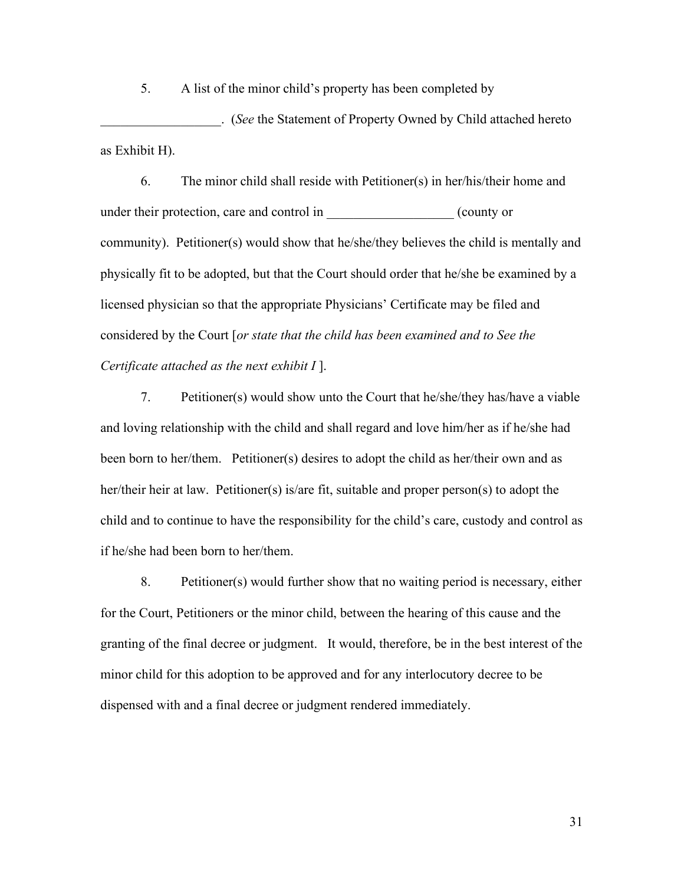5. A list of the minor child's property has been completed by __________________. (*See* the Statement of Property Owned by Child attached hereto as Exhibit H).

6. The minor child shall reside with Petitioner(s) in her/his/their home and under their protection, care and control in ___________________ (county or community). Petitioner(s) would show that he/she/they believes the child is mentally and physically fit to be adopted, but that the Court should order that he/she be examined by a licensed physician so that the appropriate Physicians' Certificate may be filed and considered by the Court [*or state that the child has been examined and to See the Certificate attached as the next exhibit I* ].

7. Petitioner(s) would show unto the Court that he/she/they has/have a viable and loving relationship with the child and shall regard and love him/her as if he/she had been born to her/them. Petitioner(s) desires to adopt the child as her/their own and as her/their heir at law. Petitioner(s) is/are fit, suitable and proper person(s) to adopt the child and to continue to have the responsibility for the child's care, custody and control as if he/she had been born to her/them.

8. Petitioner(s) would further show that no waiting period is necessary, either for the Court, Petitioners or the minor child, between the hearing of this cause and the granting of the final decree or judgment. It would, therefore, be in the best interest of the minor child for this adoption to be approved and for any interlocutory decree to be dispensed with and a final decree or judgment rendered immediately.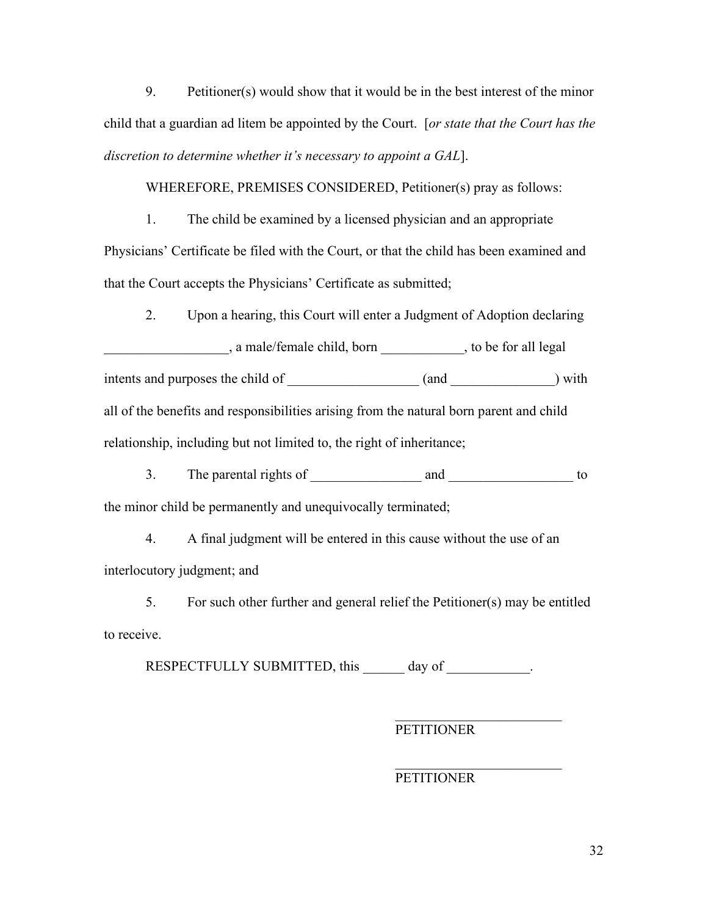9. Petitioner(s) would show that it would be in the best interest of the minor child that a guardian ad litem be appointed by the Court. [*or state that the Court has the discretion to determine whether it's necessary to appoint a GAL*].

WHEREFORE, PREMISES CONSIDERED, Petitioner(s) pray as follows:

1. The child be examined by a licensed physician and an appropriate Physicians' Certificate be filed with the Court, or that the child has been examined and that the Court accepts the Physicians' Certificate as submitted;

2. Upon a hearing, this Court will enter a Judgment of Adoption declaring __________________, a male/female child, born ____________, to be for all legal intents and purposes the child of ___________________ (and _______________) with all of the benefits and responsibilities arising from the natural born parent and child relationship, including but not limited to, the right of inheritance;

3. The parental rights of ________________ and __________________ to the minor child be permanently and unequivocally terminated;

4. A final judgment will be entered in this cause without the use of an interlocutory judgment; and

5. For such other further and general relief the Petitioner(s) may be entitled to receive.

RESPECTFULLY SUBMITTED, this ______ day of ____________.

_________________________
PETITIONER

_________________________
PETITIONER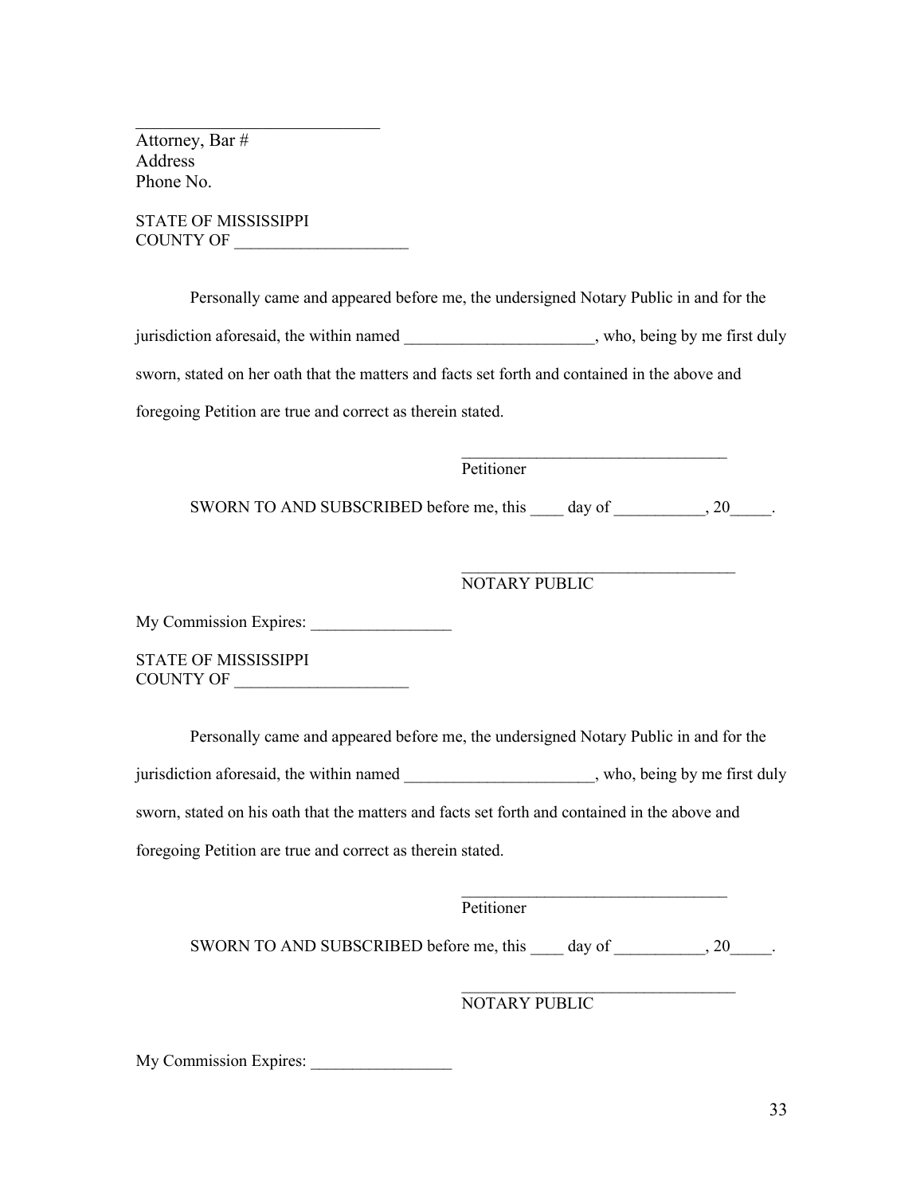\_\_\_\_\_\_\_\_\_\_\_\_\_\_\_\_\_\_\_\_\_\_\_\_\_\_\_\_
Attorney, Bar #
Address
Phone No.

STATE OF MISSISSIPPI
COUNTY OF \_\_\_\_\_\_\_\_\_\_\_\_\_\_\_\_\_\_\_\_\_

Personally came and appeared before me, the undersigned Notary Public in and for the jurisdiction aforesaid, the within named \_\_\_\_\_\_\_\_\_\_\_\_\_\_\_\_\_\_\_\_\_\_\_, who, being by me first duly sworn, stated on her oath that the matters and facts set forth and contained in the above and foregoing Petition are true and correct as therein stated.

\_\_\_\_\_\_\_\_\_\_\_\_\_\_\_\_\_\_\_\_\_\_\_\_\_\_\_\_\_\_\_\_\_
Petitioner

SWORN TO AND SUBSCRIBED before me, this \_\_\_\_ day of \_\_\_\_\_\_\_\_\_\_\_, 20\_\_\_\_\_.

\_\_\_\_\_\_\_\_\_\_\_\_\_\_\_\_\_\_\_\_\_\_\_\_\_\_\_\_\_\_\_\_\_\_
NOTARY PUBLIC

My Commission Expires: \_\_\_\_\_\_\_\_\_\_\_\_\_\_\_\_\_

STATE OF MISSISSIPPI
COUNTY OF \_\_\_\_\_\_\_\_\_\_\_\_\_\_\_\_\_\_\_\_\_

Personally came and appeared before me, the undersigned Notary Public in and for the jurisdiction aforesaid, the within named \_\_\_\_\_\_\_\_\_\_\_\_\_\_\_\_\_\_\_\_\_\_\_, who, being by me first duly sworn, stated on his oath that the matters and facts set forth and contained in the above and foregoing Petition are true and correct as therein stated.

\_\_\_\_\_\_\_\_\_\_\_\_\_\_\_\_\_\_\_\_\_\_\_\_\_\_\_\_\_\_\_\_\_
Petitioner

SWORN TO AND SUBSCRIBED before me, this \_\_\_\_ day of \_\_\_\_\_\_\_\_\_\_\_, 20\_\_\_\_\_.

\_\_\_\_\_\_\_\_\_\_\_\_\_\_\_\_\_\_\_\_\_\_\_\_\_\_\_\_\_\_\_\_\_\_
NOTARY PUBLIC

My Commission Expires: \_\_\_\_\_\_\_\_\_\_\_\_\_\_\_\_\_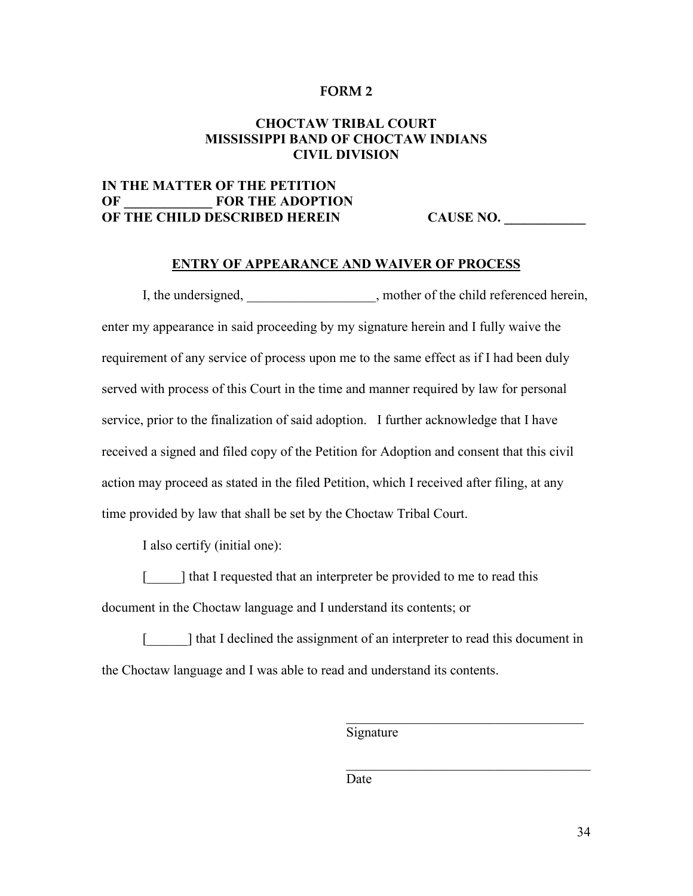**FORM 2**

**CHOCTAW TRIBAL COURT**
**MISSISSIPPI BAND OF CHOCTAW INDIANS**
**CIVIL DIVISION**

**IN THE MATTER OF THE PETITION**
**OF _____________ FOR THE ADOPTION**
**OF THE CHILD DESCRIBED HEREIN CAUSE NO. ____________**

**ENTRY OF APPEARANCE AND WAIVER OF PROCESS**

I, the undersigned, ___________________, mother of the child referenced herein, enter my appearance in said proceeding by my signature herein and I fully waive the requirement of any service of process upon me to the same effect as if I had been duly served with process of this Court in the time and manner required by law for personal service, prior to the finalization of said adoption. I further acknowledge that I have received a signed and filed copy of the Petition for Adoption and consent that this civil action may proceed as stated in the filed Petition, which I received after filing, at any time provided by law that shall be set by the Choctaw Tribal Court.

I also certify (initial one):

[_____] that I requested that an interpreter be provided to me to read this document in the Choctaw language and I understand its contents; or

[______] that I declined the assignment of an interpreter to read this document in the Choctaw language and I was able to read and understand its contents.

_____________________________________
Signature

_____________________________________
Date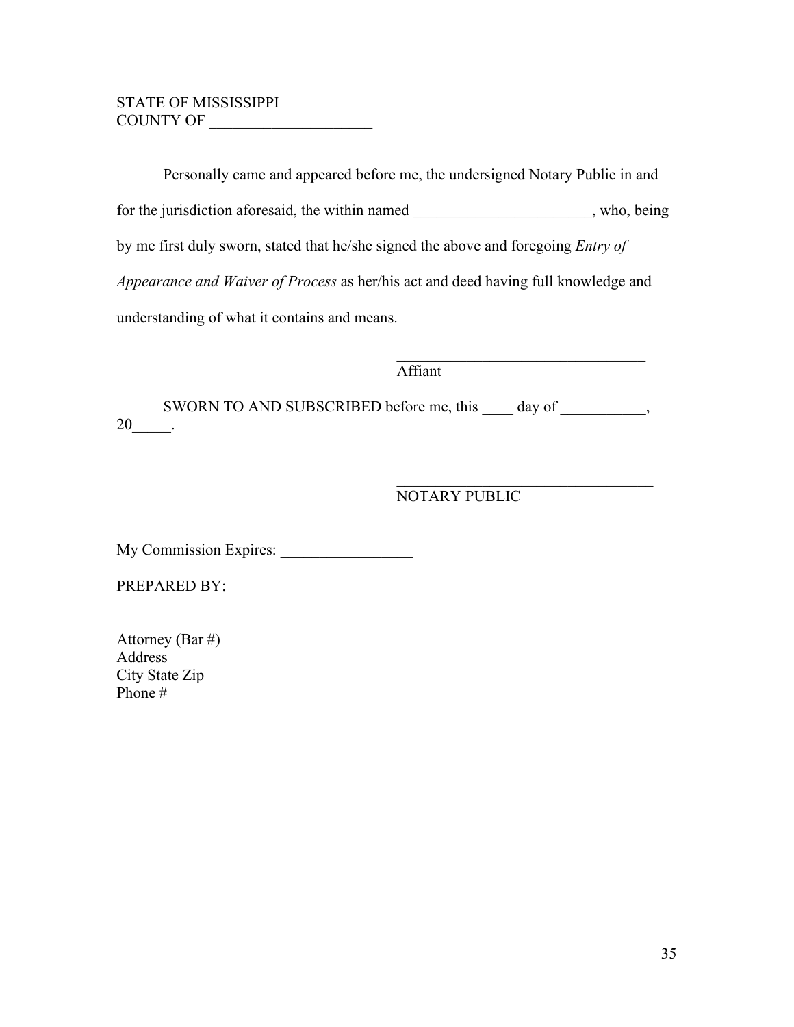STATE OF MISSISSIPPI
COUNTY OF _____________________

Personally came and appeared before me, the undersigned Notary Public in and for the jurisdiction aforesaid, the within named _______________________, who, being by me first duly sworn, stated that he/she signed the above and foregoing *Entry of Appearance and Waiver of Process* as her/his act and deed having full knowledge and understanding of what it contains and means.

_________________________________
Affiant

SWORN TO AND SUBSCRIBED before me, this ____ day of ___________, 20_____.

_________________________________
NOTARY PUBLIC

My Commission Expires: _________________

PREPARED BY:

Attorney (Bar #)
Address
City State Zip
Phone #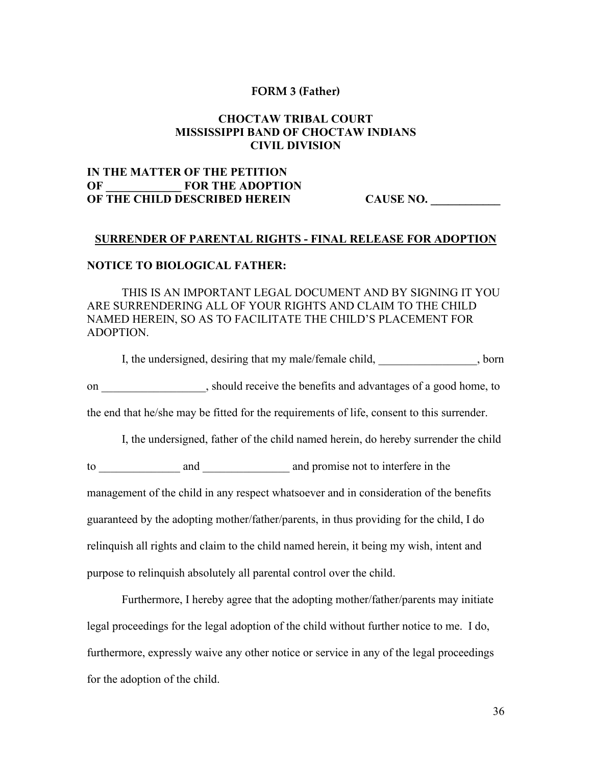**FORM 3 (Father)**

**CHOCTAW TRIBAL COURT**
**MISSISSIPPI BAND OF CHOCTAW INDIANS**
**CIVIL DIVISION**

**IN THE MATTER OF THE PETITION**
**OF _____________ FOR THE ADOPTION**
**OF THE CHILD DESCRIBED HEREIN** **CAUSE NO. ____________**

**<u>SURRENDER OF PARENTAL RIGHTS - FINAL RELEASE FOR ADOPTION</u>**

**NOTICE TO BIOLOGICAL FATHER:**

THIS IS AN IMPORTANT LEGAL DOCUMENT AND BY SIGNING IT YOU ARE SURRENDERING ALL OF YOUR RIGHTS AND CLAIM TO THE CHILD NAMED HEREIN, SO AS TO FACILITATE THE CHILD'S PLACEMENT FOR ADOPTION.

I, the undersigned, desiring that my male/female child, _________________, born on __________________, should receive the benefits and advantages of a good home, to the end that he/she may be fitted for the requirements of life, consent to this surrender.

I, the undersigned, father of the child named herein, do hereby surrender the child to ______________ and _______________ and promise not to interfere in the management of the child in any respect whatsoever and in consideration of the benefits guaranteed by the adopting mother/father/parents, in thus providing for the child, I do relinquish all rights and claim to the child named herein, it being my wish, intent and purpose to relinquish absolutely all parental control over the child.

Furthermore, I hereby agree that the adopting mother/father/parents may initiate legal proceedings for the legal adoption of the child without further notice to me. I do, furthermore, expressly waive any other notice or service in any of the legal proceedings for the adoption of the child.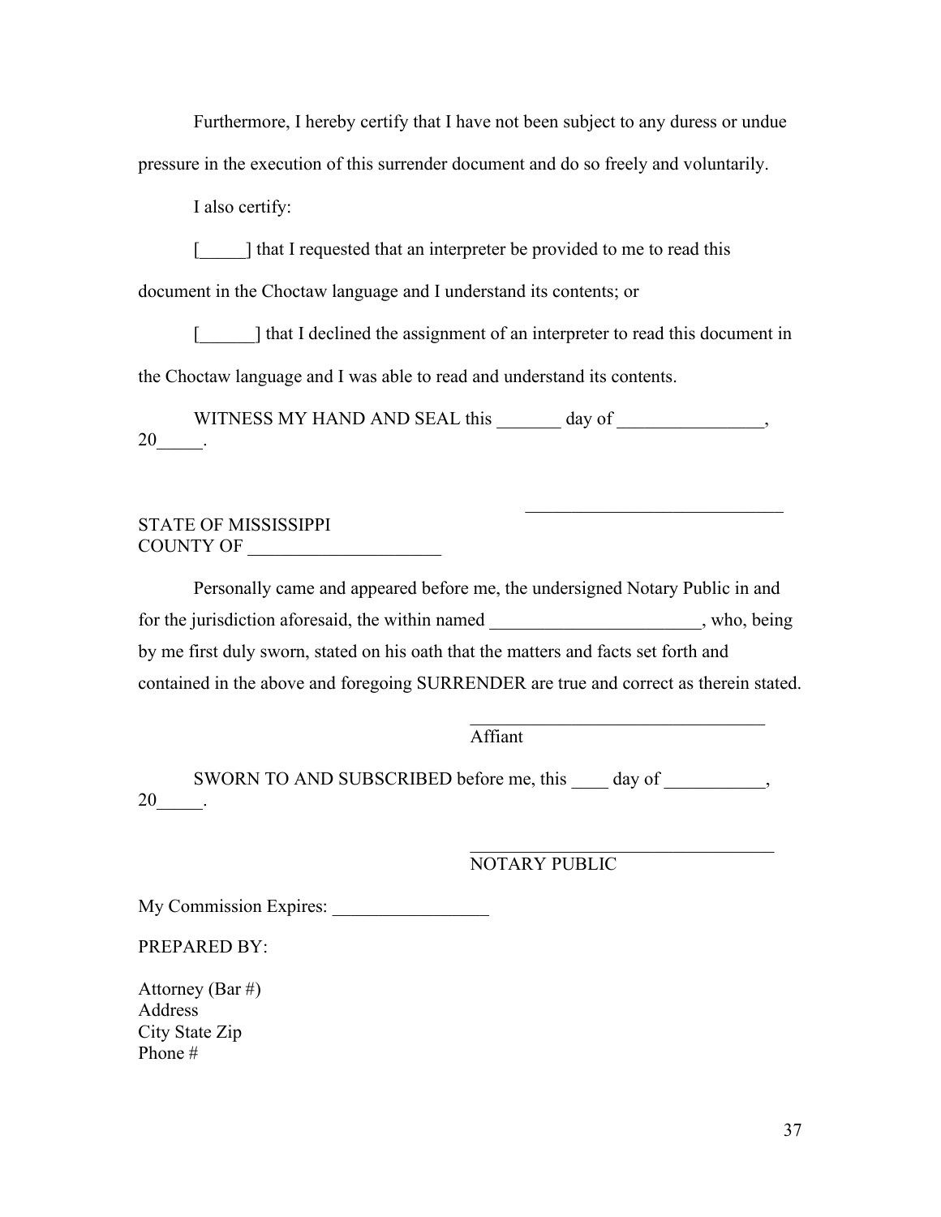Furthermore, I hereby certify that I have not been subject to any duress or undue pressure in the execution of this surrender document and do so freely and voluntarily.

I also certify:

[_____] that I requested that an interpreter be provided to me to read this document in the Choctaw language and I understand its contents; or

[______] that I declined the assignment of an interpreter to read this document in the Choctaw language and I was able to read and understand its contents.

WITNESS MY HAND AND SEAL this _______ day of ________________, 20_____.

____________________________

STATE OF MISSISSIPPI
COUNTY OF _____________________

Personally came and appeared before me, the undersigned Notary Public in and for the jurisdiction aforesaid, the within named _______________________, who, being by me first duly sworn, stated on his oath that the matters and facts set forth and contained in the above and foregoing SURRENDER are true and correct as therein stated.

________________________________
Affiant

SWORN TO AND SUBSCRIBED before me, this ____ day of ___________, 20_____.

_________________________________
NOTARY PUBLIC

My Commission Expires: _________________

PREPARED BY:

Attorney (Bar #)
Address
City State Zip
Phone #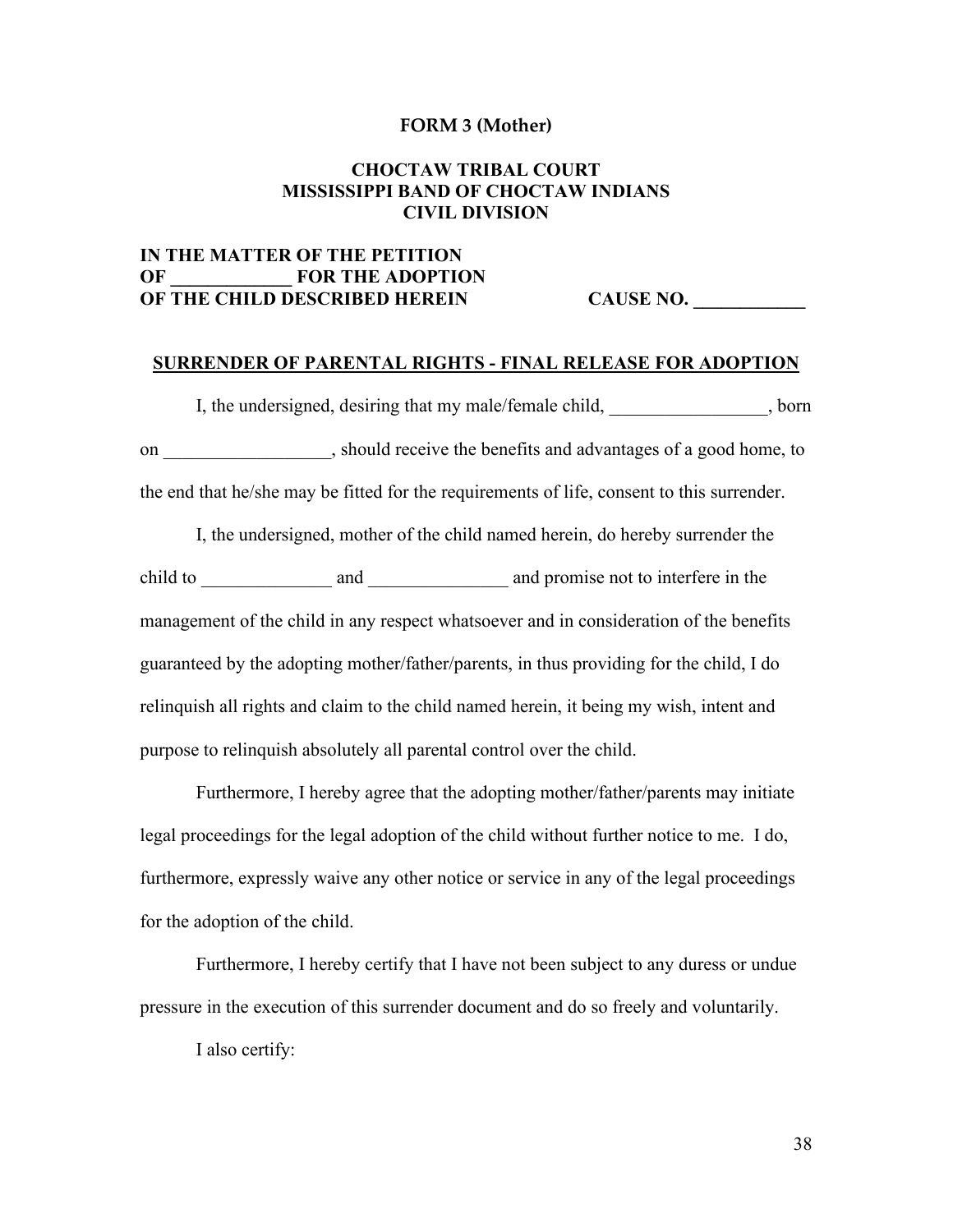**FORM 3 (Mother)**

**CHOCTAW TRIBAL COURT**
**MISSISSIPPI BAND OF CHOCTAW INDIANS**
**CIVIL DIVISION**

**IN THE MATTER OF THE PETITION**
**OF _____________ FOR THE ADOPTION**
**OF THE CHILD DESCRIBED HEREIN** **CAUSE NO. ____________**

**SURRENDER OF PARENTAL RIGHTS - FINAL RELEASE FOR ADOPTION**

I, the undersigned, desiring that my male/female child, _________________, born on __________________, should receive the benefits and advantages of a good home, to the end that he/she may be fitted for the requirements of life, consent to this surrender.

I, the undersigned, mother of the child named herein, do hereby surrender the child to ______________ and _______________ and promise not to interfere in the management of the child in any respect whatsoever and in consideration of the benefits guaranteed by the adopting mother/father/parents, in thus providing for the child, I do relinquish all rights and claim to the child named herein, it being my wish, intent and purpose to relinquish absolutely all parental control over the child.

Furthermore, I hereby agree that the adopting mother/father/parents may initiate legal proceedings for the legal adoption of the child without further notice to me. I do, furthermore, expressly waive any other notice or service in any of the legal proceedings for the adoption of the child.

Furthermore, I hereby certify that I have not been subject to any duress or undue pressure in the execution of this surrender document and do so freely and voluntarily.

I also certify: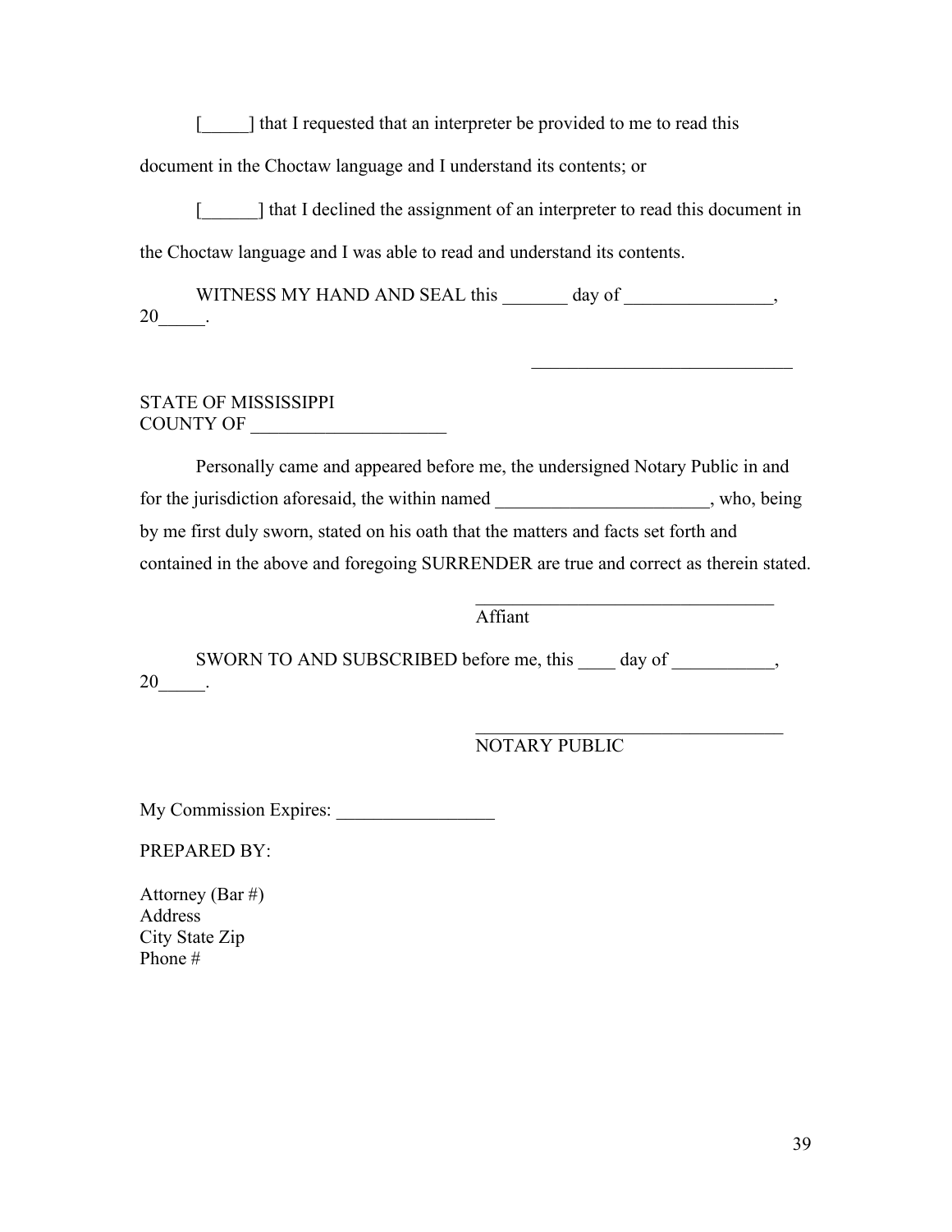[_____] that I requested that an interpreter be provided to me to read this document in the Choctaw language and I understand its contents; or

[______] that I declined the assignment of an interpreter to read this document in the Choctaw language and I was able to read and understand its contents.

WITNESS MY HAND AND SEAL this _______ day of ________________, 20_____.

____________________________

STATE OF MISSISSIPPI
COUNTY OF _____________________

Personally came and appeared before me, the undersigned Notary Public in and for the jurisdiction aforesaid, the within named _______________________, who, being by me first duly sworn, stated on his oath that the matters and facts set forth and contained in the above and foregoing SURRENDER are true and correct as therein stated.

_________________________________
Affiant

SWORN TO AND SUBSCRIBED before me, this ____ day of ___________, 20_____.

_________________________________
NOTARY PUBLIC

My Commission Expires: _________________

PREPARED BY:

Attorney (Bar #)
Address
City State Zip
Phone #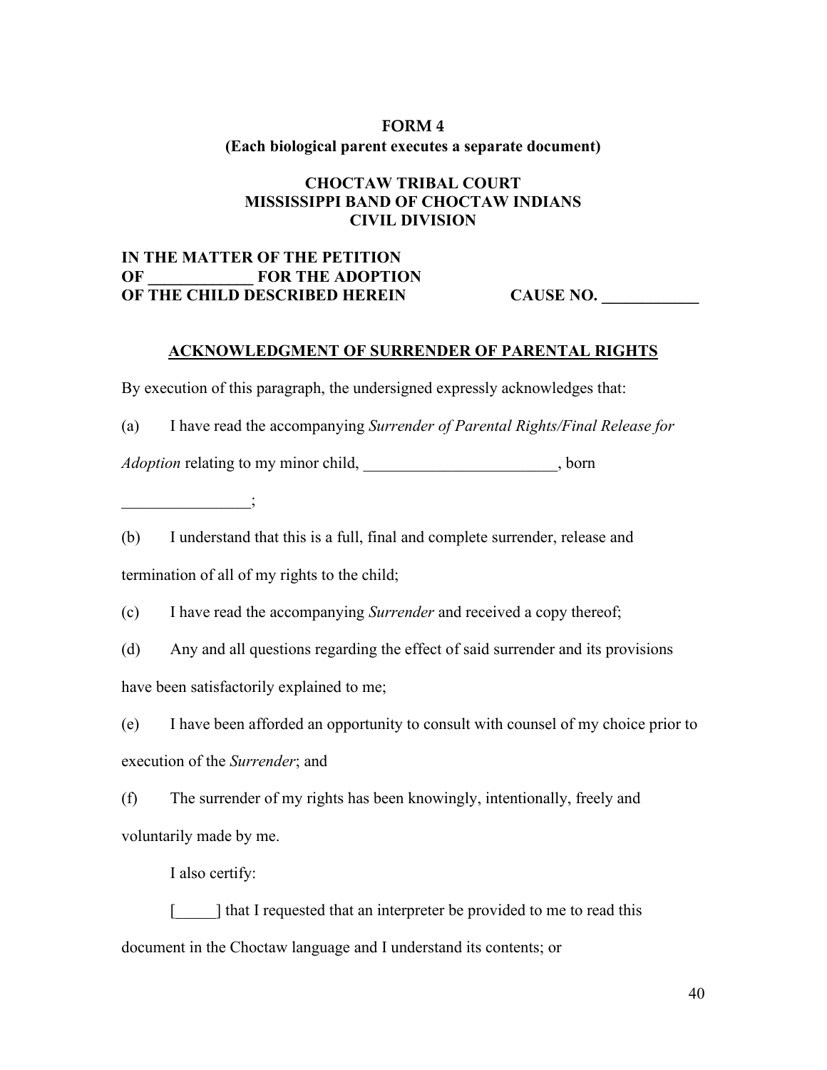**FORM 4**
**(Each biological parent executes a separate document)**

**CHOCTAW TRIBAL COURT**
**MISSISSIPPI BAND OF CHOCTAW INDIANS**
**CIVIL DIVISION**

**IN THE MATTER OF THE PETITION**
**OF _____________ FOR THE ADOPTION**
**OF THE CHILD DESCRIBED HEREIN** **CAUSE NO. ____________**

## ACKNOWLEDGMENT OF SURRENDER OF PARENTAL RIGHTS

By execution of this paragraph, the undersigned expressly acknowledges that:

(a) I have read the accompanying *Surrender of Parental Rights/Final Release for Adoption* relating to my minor child, ________________________, born ________________;

(b) I understand that this is a full, final and complete surrender, release and termination of all of my rights to the child;

(c) I have read the accompanying *Surrender* and received a copy thereof;

(d) Any and all questions regarding the effect of said surrender and its provisions have been satisfactorily explained to me;

(e) I have been afforded an opportunity to consult with counsel of my choice prior to execution of the *Surrender*; and

(f) The surrender of my rights has been knowingly, intentionally, freely and voluntarily made by me.

I also certify:

[_____] that I requested that an interpreter be provided to me to read this document in the Choctaw language and I understand its contents; or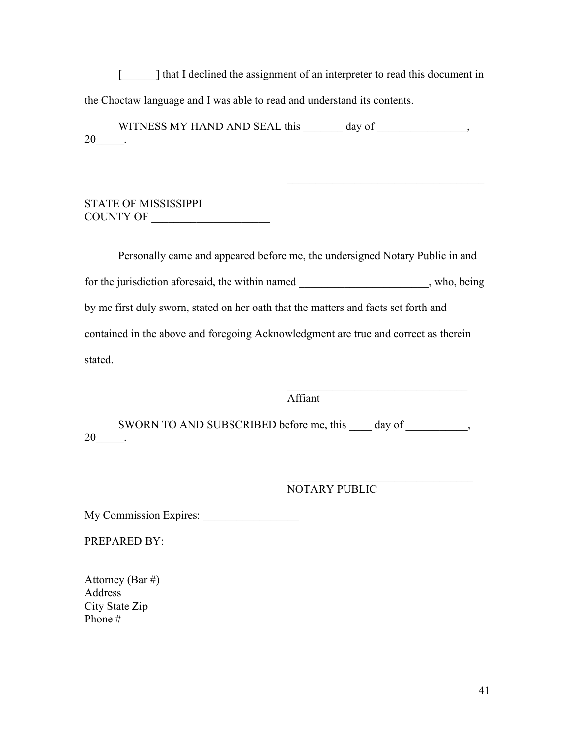[______] that I declined the assignment of an interpreter to read this document in the Choctaw language and I was able to read and understand its contents.

WITNESS MY HAND AND SEAL this _______ day of ________________, 20_____.

___________________________________

STATE OF MISSISSIPPI
COUNTY OF _____________________

Personally came and appeared before me, the undersigned Notary Public in and for the jurisdiction aforesaid, the within named _______________________, who, being by me first duly sworn, stated on her oath that the matters and facts set forth and contained in the above and foregoing Acknowledgment are true and correct as therein stated.

________________________________
Affiant

SWORN TO AND SUBSCRIBED before me, this ____ day of ___________, 20_____.

_________________________________
NOTARY PUBLIC

My Commission Expires: _________________

PREPARED BY:

Attorney (Bar #)
Address
City State Zip
Phone #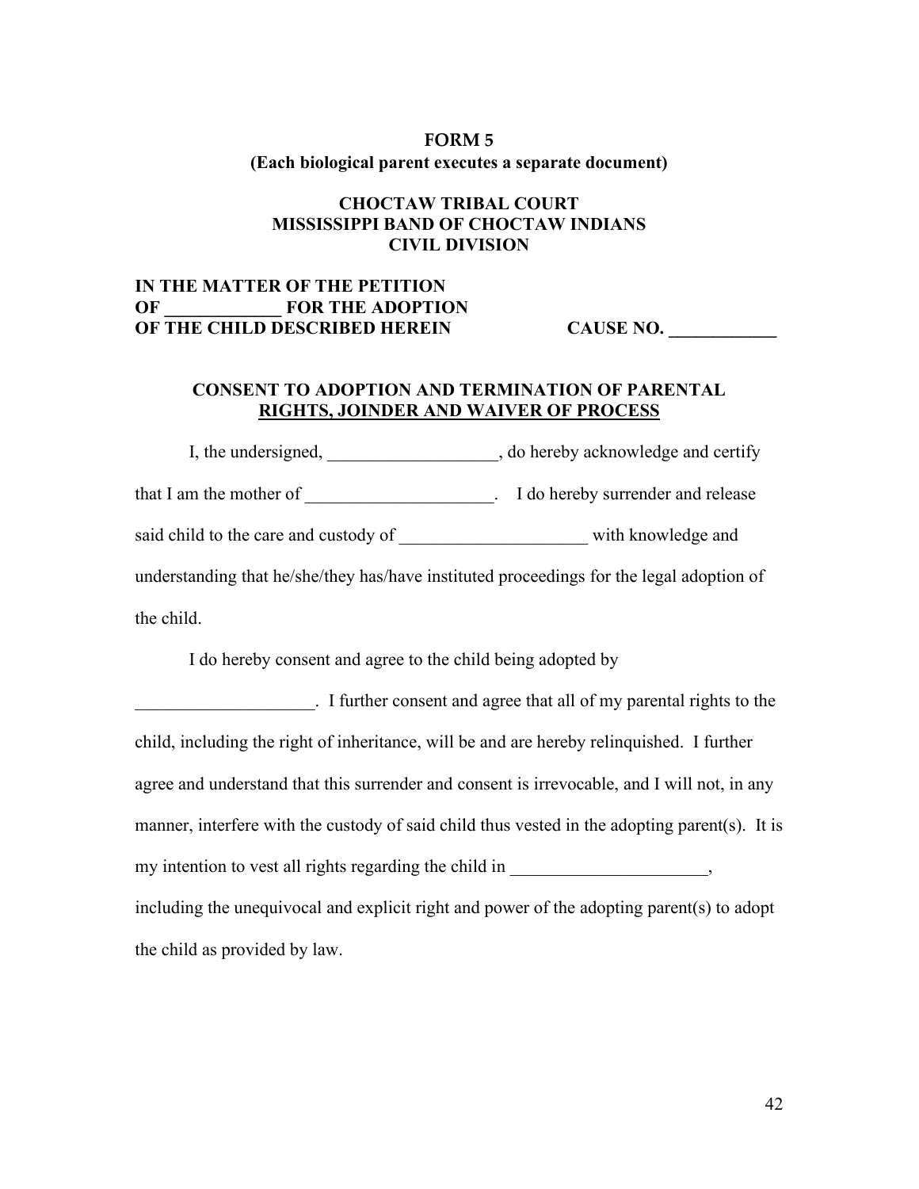**FORM 5**
**(Each biological parent executes a separate document)**

**CHOCTAW TRIBAL COURT**
**MISSISSIPPI BAND OF CHOCTAW INDIANS**
**CIVIL DIVISION**

**IN THE MATTER OF THE PETITION**
**OF _____________ FOR THE ADOPTION**
**OF THE CHILD DESCRIBED HEREIN** **CAUSE NO. ____________**

**CONSENT TO ADOPTION AND TERMINATION OF PARENTAL RIGHTS, JOINDER AND WAIVER OF PROCESS**

I, the undersigned, ___________________, do hereby acknowledge and certify that I am the mother of _____________________. I do hereby surrender and release said child to the care and custody of _____________________ with knowledge and understanding that he/she/they has/have instituted proceedings for the legal adoption of the child.

I do hereby consent and agree to the child being adopted by ____________________. I further consent and agree that all of my parental rights to the child, including the right of inheritance, will be and are hereby relinquished. I further agree and understand that this surrender and consent is irrevocable, and I will not, in any manner, interfere with the custody of said child thus vested in the adopting parent(s). It is my intention to vest all rights regarding the child in ______________________, including the unequivocal and explicit right and power of the adopting parent(s) to adopt the child as provided by law.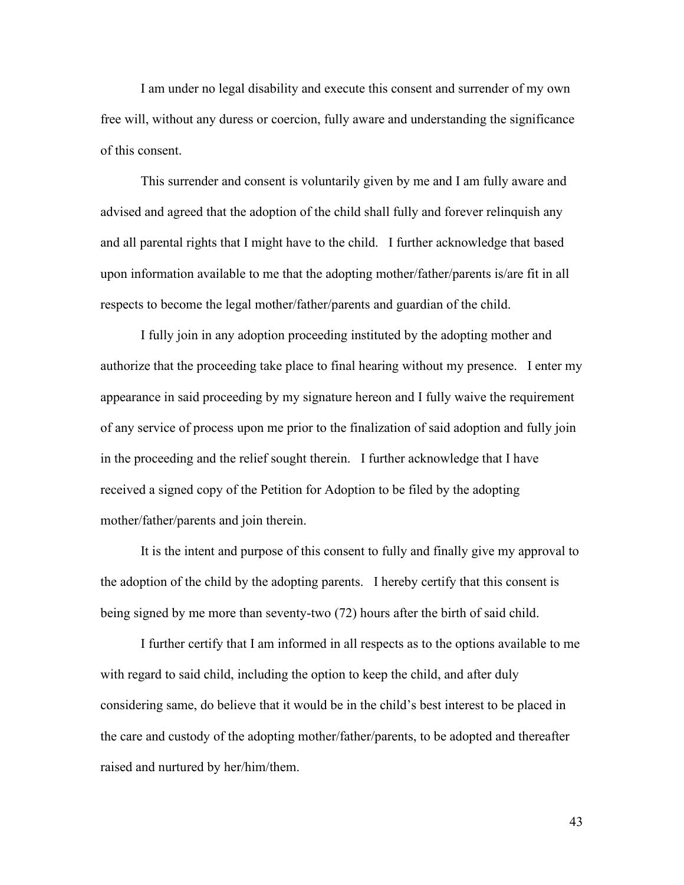I am under no legal disability and execute this consent and surrender of my own free will, without any duress or coercion, fully aware and understanding the significance of this consent.

This surrender and consent is voluntarily given by me and I am fully aware and advised and agreed that the adoption of the child shall fully and forever relinquish any and all parental rights that I might have to the child. I further acknowledge that based upon information available to me that the adopting mother/father/parents is/are fit in all respects to become the legal mother/father/parents and guardian of the child.

I fully join in any adoption proceeding instituted by the adopting mother and authorize that the proceeding take place to final hearing without my presence. I enter my appearance in said proceeding by my signature hereon and I fully waive the requirement of any service of process upon me prior to the finalization of said adoption and fully join in the proceeding and the relief sought therein. I further acknowledge that I have received a signed copy of the Petition for Adoption to be filed by the adopting mother/father/parents and join therein.

It is the intent and purpose of this consent to fully and finally give my approval to the adoption of the child by the adopting parents. I hereby certify that this consent is being signed by me more than seventy-two (72) hours after the birth of said child.

I further certify that I am informed in all respects as to the options available to me with regard to said child, including the option to keep the child, and after duly considering same, do believe that it would be in the child's best interest to be placed in the care and custody of the adopting mother/father/parents, to be adopted and thereafter raised and nurtured by her/him/them.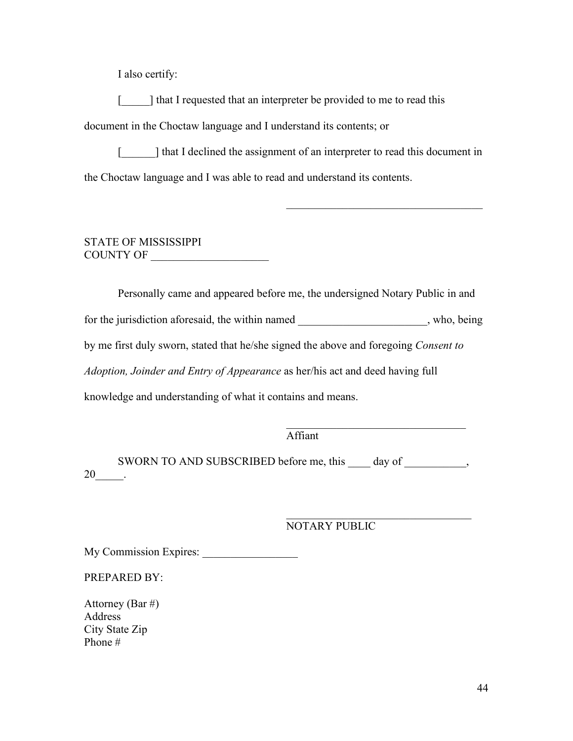I also certify:

[_____] that I requested that an interpreter be provided to me to read this document in the Choctaw language and I understand its contents; or

[______] that I declined the assignment of an interpreter to read this document in the Choctaw language and I was able to read and understand its contents.

____________________________________

STATE OF MISSISSIPPI
COUNTY OF _____________________

Personally came and appeared before me, the undersigned Notary Public in and for the jurisdiction aforesaid, the within named _______________________, who, being by me first duly sworn, stated that he/she signed the above and foregoing *Consent to Adoption, Joinder and Entry of Appearance* as her/his act and deed having full knowledge and understanding of what it contains and means.

_________________________________
Affiant

SWORN TO AND SUBSCRIBED before me, this ____ day of ___________, 20_____.

_________________________________
NOTARY PUBLIC

My Commission Expires: _________________

PREPARED BY:

Attorney (Bar #)
Address
City State Zip
Phone #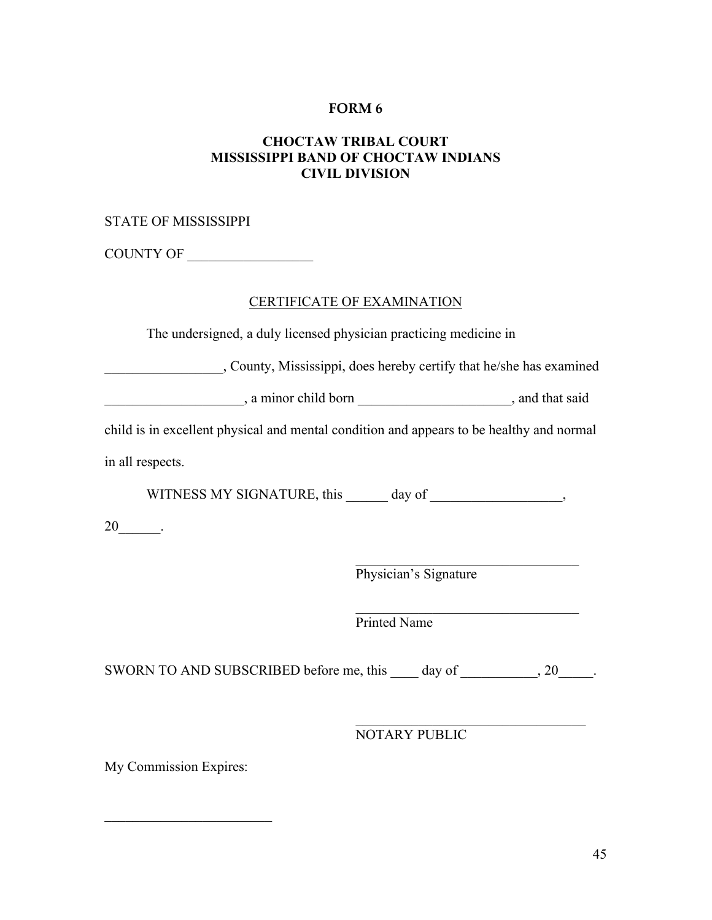# FORM 6

## CHOCTAW TRIBAL COURT
## MISSISSIPPI BAND OF CHOCTAW INDIANS
## CIVIL DIVISION

STATE OF MISSISSIPPI

COUNTY OF __________________

CERTIFICATE OF EXAMINATION

The undersigned, a duly licensed physician practicing medicine in _________________, County, Mississippi, does hereby certify that he/she has examined ____________________, a minor child born ______________________, and that said child is in excellent physical and mental condition and appears to be healthy and normal in all respects.

WITNESS MY SIGNATURE, this ______ day of ___________________, 20______.

_________________________________
Physician's Signature

_________________________________
Printed Name

SWORN TO AND SUBSCRIBED before me, this ____ day of ___________, 20_____.

__________________________________
NOTARY PUBLIC

My Commission Expires:

________________________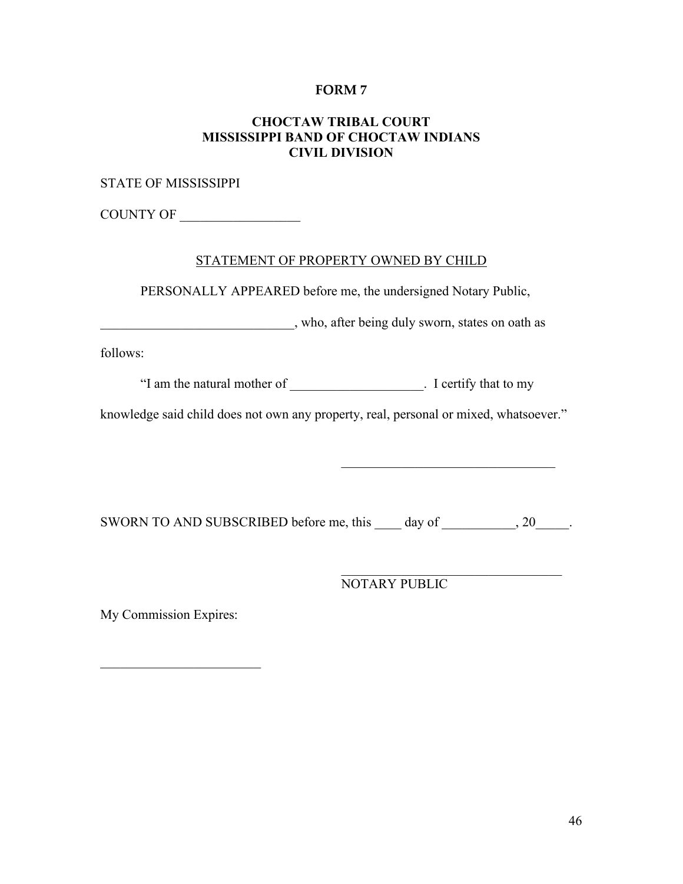**FORM 7**

**CHOCTAW TRIBAL COURT**
**MISSISSIPPI BAND OF CHOCTAW INDIANS**
**CIVIL DIVISION**

STATE OF MISSISSIPPI

COUNTY OF __________________

STATEMENT OF PROPERTY OWNED BY CHILD

PERSONALLY APPEARED before me, the undersigned Notary Public, _____________________________, who, after being duly sworn, states on oath as follows:

"I am the natural mother of ____________________. I certify that to my knowledge said child does not own any property, real, personal or mixed, whatsoever."

________________________________

SWORN TO AND SUBSCRIBED before me, this ____ day of ___________, 20_____.

_________________________________
NOTARY PUBLIC

My Commission Expires:

________________________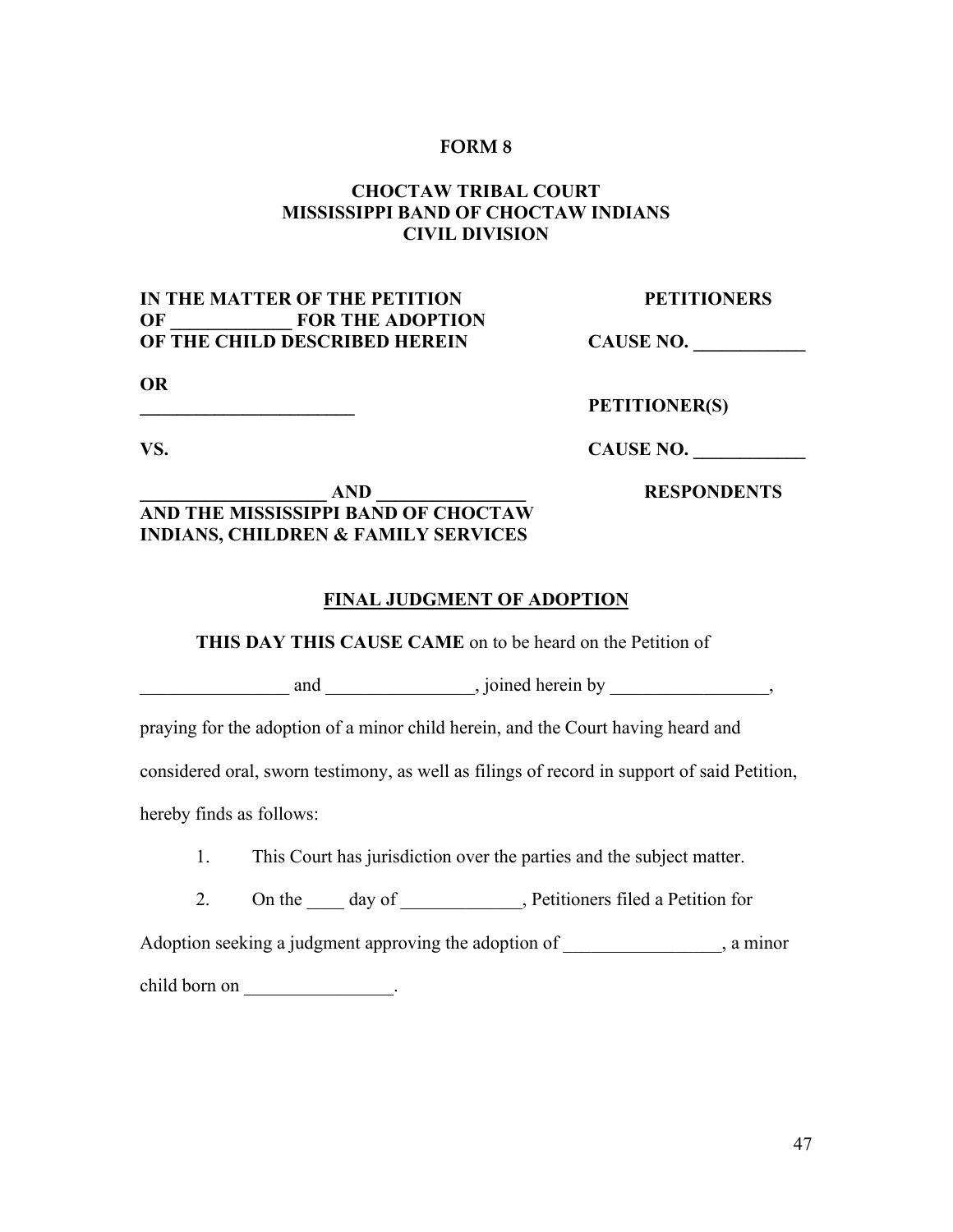**FORM 8**

**CHOCTAW TRIBAL COURT**
**MISSISSIPPI BAND OF CHOCTAW INDIANS**
**CIVIL DIVISION**

**IN THE MATTER OF THE PETITION OF _____________ FOR THE ADOPTION OF THE CHILD DESCRIBED HEREIN** — **PETITIONERS** — **CAUSE NO. ____________**

**OR**

**_______________________** — **PETITIONER(S)**

**VS.** — **CAUSE NO. ____________**

**____________________ AND ________________ AND THE MISSISSIPPI BAND OF CHOCTAW INDIANS, CHILDREN & FAMILY SERVICES** — **RESPONDENTS**

**FINAL JUDGMENT OF ADOPTION**

**THIS DAY THIS CAUSE CAME** on to be heard on the Petition of ________________ and ________________, joined herein by _________________, praying for the adoption of a minor child herein, and the Court having heard and considered oral, sworn testimony, as well as filings of record in support of said Petition, hereby finds as follows:

1. This Court has jurisdiction over the parties and the subject matter.

2. On the ____ day of _____________, Petitioners filed a Petition for Adoption seeking a judgment approving the adoption of _________________, a minor child born on ________________.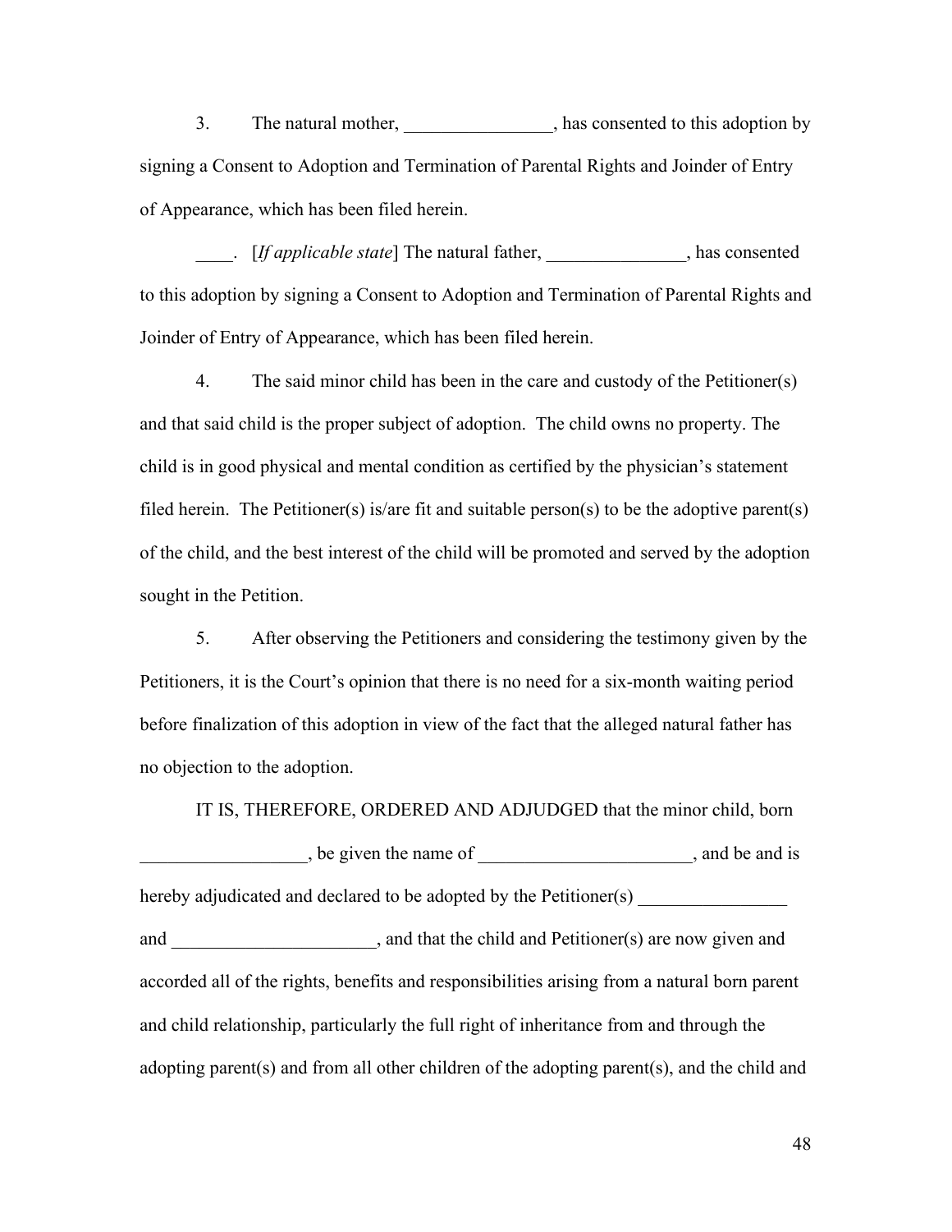3. The natural mother, ________________, has consented to this adoption by signing a Consent to Adoption and Termination of Parental Rights and Joinder of Entry of Appearance, which has been filed herein.

____. [*If applicable state*] The natural father, _______________, has consented to this adoption by signing a Consent to Adoption and Termination of Parental Rights and Joinder of Entry of Appearance, which has been filed herein.

4. The said minor child has been in the care and custody of the Petitioner(s) and that said child is the proper subject of adoption. The child owns no property. The child is in good physical and mental condition as certified by the physician's statement filed herein. The Petitioner(s) is/are fit and suitable person(s) to be the adoptive parent(s) of the child, and the best interest of the child will be promoted and served by the adoption sought in the Petition.

5. After observing the Petitioners and considering the testimony given by the Petitioners, it is the Court's opinion that there is no need for a six-month waiting period before finalization of this adoption in view of the fact that the alleged natural father has no objection to the adoption.

IT IS, THEREFORE, ORDERED AND ADJUDGED that the minor child, born __________________, be given the name of _______________________, and be and is hereby adjudicated and declared to be adopted by the Petitioner(s) ________________ and ______________________, and that the child and Petitioner(s) are now given and accorded all of the rights, benefits and responsibilities arising from a natural born parent and child relationship, particularly the full right of inheritance from and through the adopting parent(s) and from all other children of the adopting parent(s), and the child and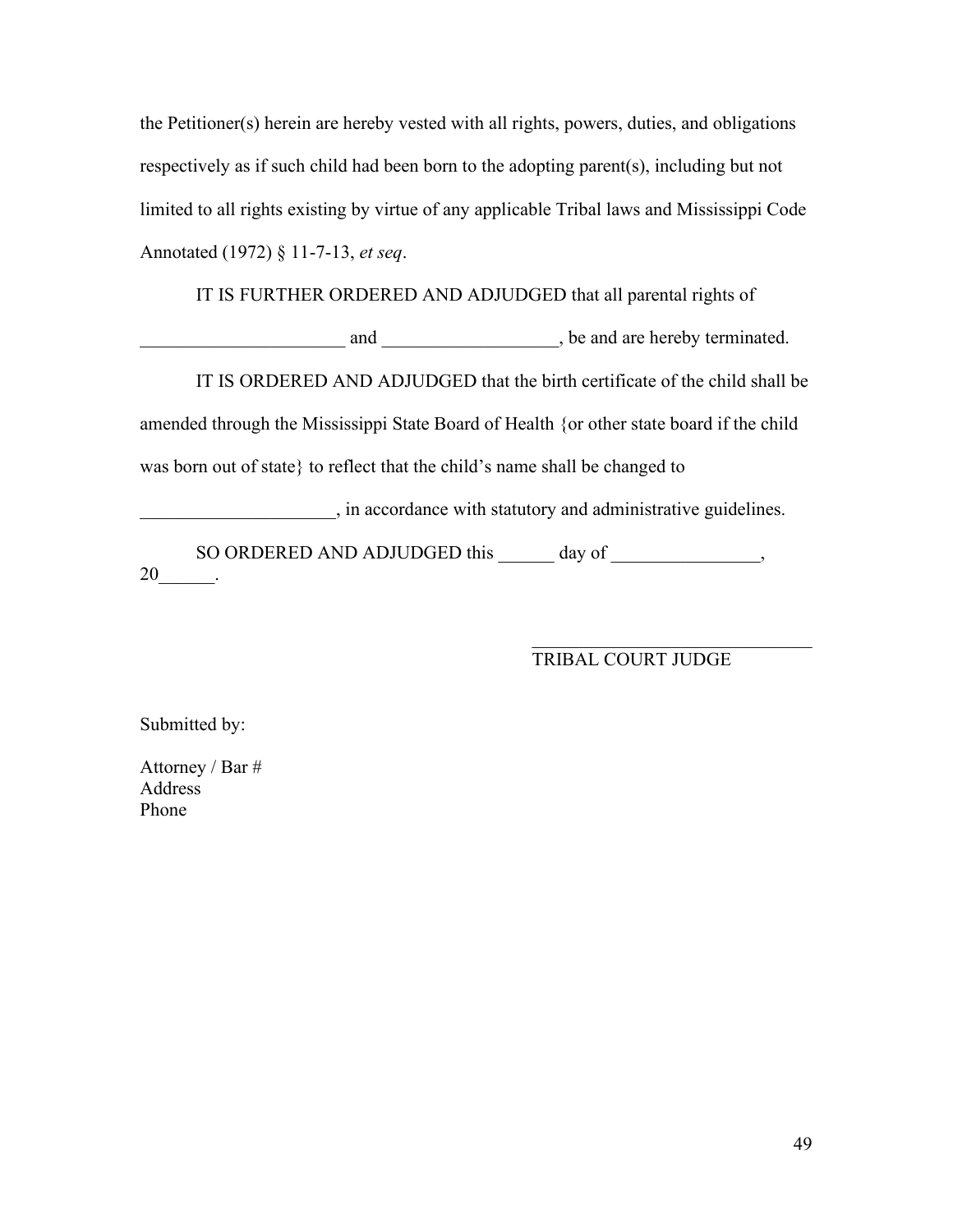the Petitioner(s) herein are hereby vested with all rights, powers, duties, and obligations respectively as if such child had been born to the adopting parent(s), including but not limited to all rights existing by virtue of any applicable Tribal laws and Mississippi Code Annotated (1972) § 11-7-13, *et seq*.

IT IS FURTHER ORDERED AND ADJUDGED that all parental rights of ______________________ and ___________________, be and are hereby terminated.

IT IS ORDERED AND ADJUDGED that the birth certificate of the child shall be amended through the Mississippi State Board of Health {or other state board if the child was born out of state} to reflect that the child's name shall be changed to _____________________, in accordance with statutory and administrative guidelines.

SO ORDERED AND ADJUDGED this ______ day of ________________, 20______.

_______________________________
TRIBAL COURT JUDGE

Submitted by:

Attorney / Bar #
Address
Phone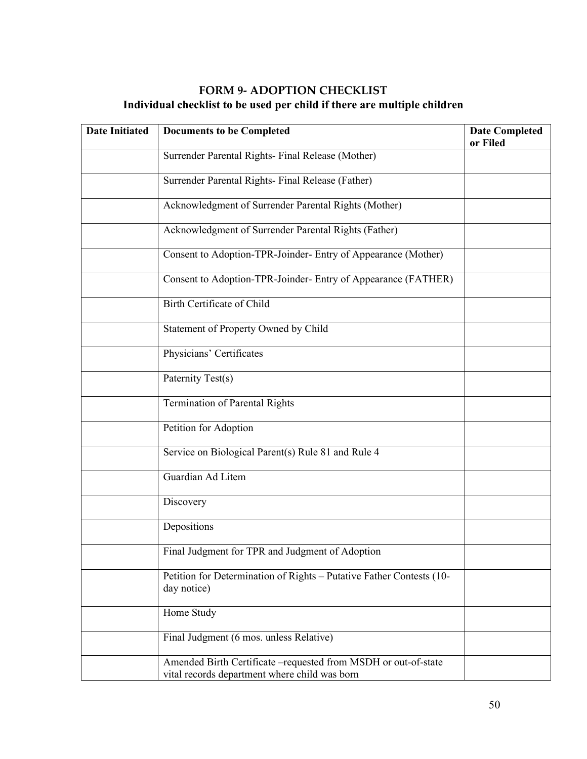# FORM 9- ADOPTION CHECKLIST

## Individual checklist to be used per child if there are multiple children

| Date Initiated | Documents to be Completed | Date Completed or Filed |
|---|---|---|
| | Surrender Parental Rights- Final Release (Mother) | |
| | Surrender Parental Rights- Final Release (Father) | |
| | Acknowledgment of Surrender Parental Rights (Mother) | |
| | Acknowledgment of Surrender Parental Rights (Father) | |
| | Consent to Adoption-TPR-Joinder- Entry of Appearance (Mother) | |
| | Consent to Adoption-TPR-Joinder- Entry of Appearance (FATHER) | |
| | Birth Certificate of Child | |
| | Statement of Property Owned by Child | |
| | Physicians' Certificates | |
| | Paternity Test(s) | |
| | Termination of Parental Rights | |
| | Petition for Adoption | |
| | Service on Biological Parent(s) Rule 81 and Rule 4 | |
| | Guardian Ad Litem | |
| | Discovery | |
| | Depositions | |
| | Final Judgment for TPR and Judgment of Adoption | |
| | Petition for Determination of Rights – Putative Father Contests (10-day notice) | |
| | Home Study | |
| | Final Judgment (6 mos. unless Relative) | |
| | Amended Birth Certificate –requested from MSDH or out-of-state vital records department where child was born | |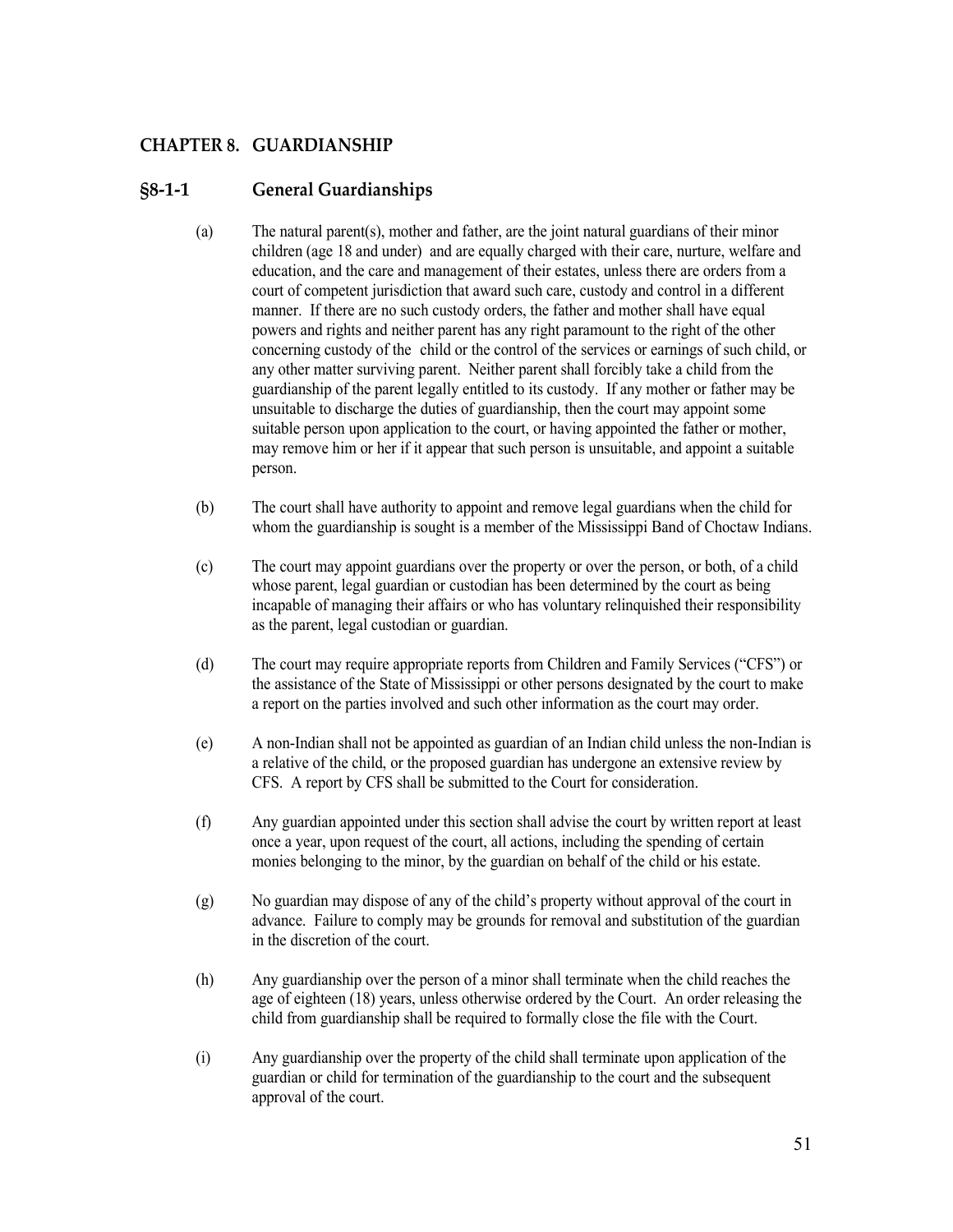## CHAPTER 8. GUARDIANSHIP

### §8-1-1 General Guardianships

(a) The natural parent(s), mother and father, are the joint natural guardians of their minor children (age 18 and under) and are equally charged with their care, nurture, welfare and education, and the care and management of their estates, unless there are orders from a court of competent jurisdiction that award such care, custody and control in a different manner. If there are no such custody orders, the father and mother shall have equal powers and rights and neither parent has any right paramount to the right of the other concerning custody of the child or the control of the services or earnings of such child, or any other matter surviving parent. Neither parent shall forcibly take a child from the guardianship of the parent legally entitled to its custody. If any mother or father may be unsuitable to discharge the duties of guardianship, then the court may appoint some suitable person upon application to the court, or having appointed the father or mother, may remove him or her if it appear that such person is unsuitable, and appoint a suitable person.

(b) The court shall have authority to appoint and remove legal guardians when the child for whom the guardianship is sought is a member of the Mississippi Band of Choctaw Indians.

(c) The court may appoint guardians over the property or over the person, or both, of a child whose parent, legal guardian or custodian has been determined by the court as being incapable of managing their affairs or who has voluntary relinquished their responsibility as the parent, legal custodian or guardian.

(d) The court may require appropriate reports from Children and Family Services ("CFS") or the assistance of the State of Mississippi or other persons designated by the court to make a report on the parties involved and such other information as the court may order.

(e) A non-Indian shall not be appointed as guardian of an Indian child unless the non-Indian is a relative of the child, or the proposed guardian has undergone an extensive review by CFS. A report by CFS shall be submitted to the Court for consideration.

(f) Any guardian appointed under this section shall advise the court by written report at least once a year, upon request of the court, all actions, including the spending of certain monies belonging to the minor, by the guardian on behalf of the child or his estate.

(g) No guardian may dispose of any of the child's property without approval of the court in advance. Failure to comply may be grounds for removal and substitution of the guardian in the discretion of the court.

(h) Any guardianship over the person of a minor shall terminate when the child reaches the age of eighteen (18) years, unless otherwise ordered by the Court. An order releasing the child from guardianship shall be required to formally close the file with the Court.

(i) Any guardianship over the property of the child shall terminate upon application of the guardian or child for termination of the guardianship to the court and the subsequent approval of the court.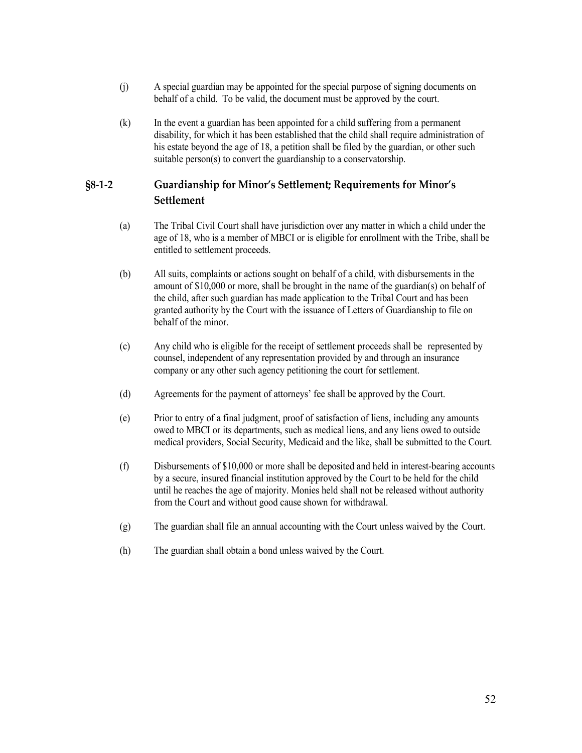(j) A special guardian may be appointed for the special purpose of signing documents on behalf of a child. To be valid, the document must be approved by the court.

(k) In the event a guardian has been appointed for a child suffering from a permanent disability, for which it has been established that the child shall require administration of his estate beyond the age of 18, a petition shall be filed by the guardian, or other such suitable person(s) to convert the guardianship to a conservatorship.

## §8-1-2 Guardianship for Minor's Settlement; Requirements for Minor's Settlement

(a) The Tribal Civil Court shall have jurisdiction over any matter in which a child under the age of 18, who is a member of MBCI or is eligible for enrollment with the Tribe, shall be entitled to settlement proceeds.

(b) All suits, complaints or actions sought on behalf of a child, with disbursements in the amount of $10,000 or more, shall be brought in the name of the guardian(s) on behalf of the child, after such guardian has made application to the Tribal Court and has been granted authority by the Court with the issuance of Letters of Guardianship to file on behalf of the minor.

(c) Any child who is eligible for the receipt of settlement proceeds shall be represented by counsel, independent of any representation provided by and through an insurance company or any other such agency petitioning the court for settlement.

(d) Agreements for the payment of attorneys' fee shall be approved by the Court.

(e) Prior to entry of a final judgment, proof of satisfaction of liens, including any amounts owed to MBCI or its departments, such as medical liens, and any liens owed to outside medical providers, Social Security, Medicaid and the like, shall be submitted to the Court.

(f) Disbursements of $10,000 or more shall be deposited and held in interest-bearing accounts by a secure, insured financial institution approved by the Court to be held for the child until he reaches the age of majority. Monies held shall not be released without authority from the Court and without good cause shown for withdrawal.

(g) The guardian shall file an annual accounting with the Court unless waived by the Court.

(h) The guardian shall obtain a bond unless waived by the Court.